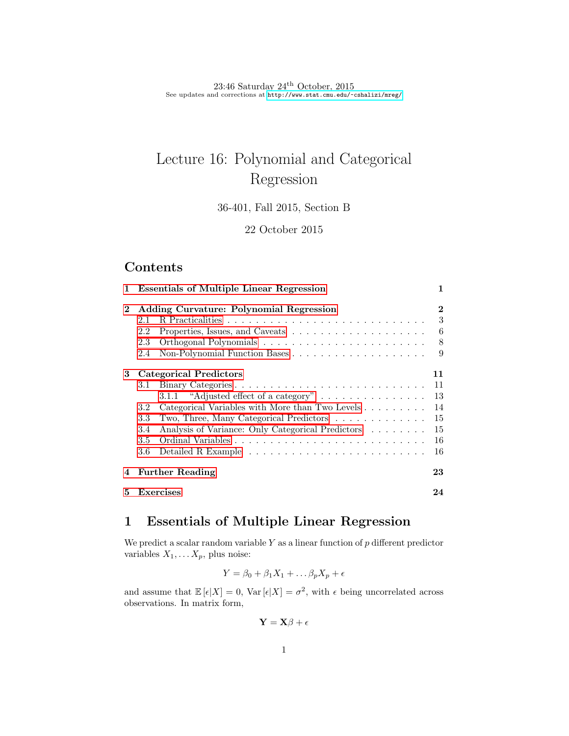23:46 Saturday 24th October, 2015
See updates and corrections at http://www.stat.cmu.edu/~cshalizi/mreg/

# Lecture 16: Polynomial and Categorical Regression

36-401, Fall 2015, Section B

22 October 2015

## Contents

| | |
|---|---|
| **1 Essentials of Multiple Linear Regression** | **1** |
| **2 Adding Curvature: Polynomial Regression** | **2** |
| 2.1 R Practicalities | 3 |
| 2.2 Properties, Issues, and Caveats | 6 |
| 2.3 Orthogonal Polynomials | 8 |
| 2.4 Non-Polynomial Function Bases | 9 |
| **3 Categorical Predictors** | **11** |
| 3.1 Binary Categories | 11 |
| 3.1.1 "Adjusted effect of a category" | 13 |
| 3.2 Categorical Variables with More than Two Levels | 14 |
| 3.3 Two, Three, Many Categorical Predictors | 15 |
| 3.4 Analysis of Variance: Only Categorical Predictors | 15 |
| 3.5 Ordinal Variables | 16 |
| 3.6 Detailed R Example | 16 |
| **4 Further Reading** | **23** |
| **5 Exercises** | **24** |

## 1 Essentials of Multiple Linear Regression

We predict a scalar random variable $Y$ as a linear function of $p$ different predictor variables $X_1, \ldots X_p$, plus noise:

$$Y = \beta_0 + \beta_1 X_1 + \ldots \beta_p X_p + \epsilon$$

and assume that $\mathbb{E}[\epsilon|X] = 0$, $\text{Var}[\epsilon|X] = \sigma^2$, with $\epsilon$ being uncorrelated across observations. In matrix form,

$$\mathbf{Y} = \mathbf{X}\beta + \epsilon$$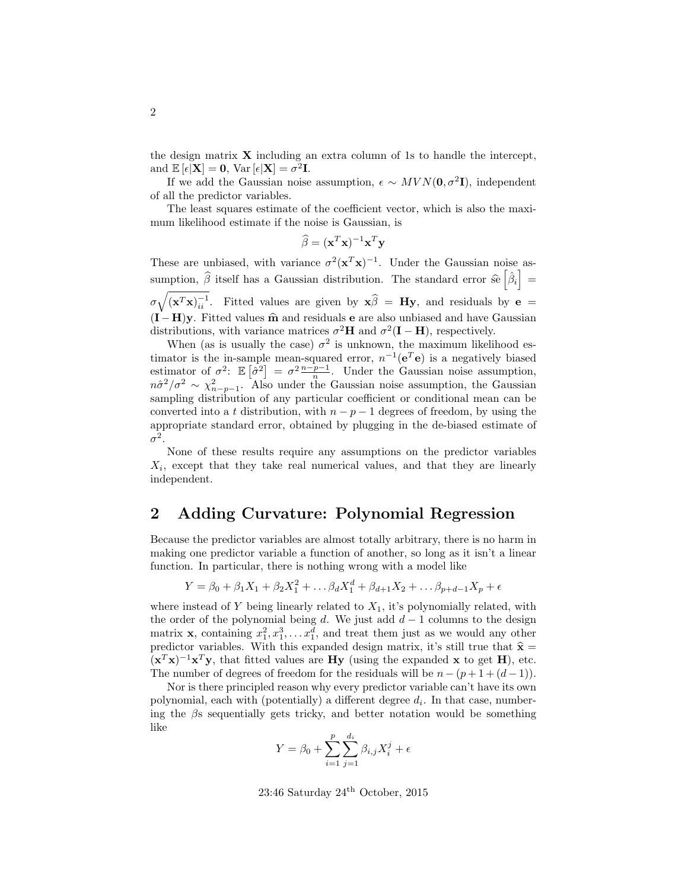the design matrix $\mathbf{X}$ including an extra column of 1s to handle the intercept, and $\mathbb{E}[\epsilon|\mathbf{X}] = \mathbf{0}$, $\text{Var}[\epsilon|\mathbf{X}] = \sigma^2\mathbf{I}$.

If we add the Gaussian noise assumption, $\epsilon \sim MVN(\mathbf{0}, \sigma^2\mathbf{I})$, independent of all the predictor variables.

The least squares estimate of the coefficient vector, which is also the maximum likelihood estimate if the noise is Gaussian, is

$$\widehat{\beta} = (\mathbf{x}^T\mathbf{x})^{-1}\mathbf{x}^T\mathbf{y}$$

These are unbiased, with variance $\sigma^2(\mathbf{x}^T\mathbf{x})^{-1}$. Under the Gaussian noise assumption, $\widehat{\beta}$ itself has a Gaussian distribution. The standard error $\widehat{\text{se}}\left[\hat{\beta}_i\right] = \sigma\sqrt{(\mathbf{x}^T\mathbf{x})^{-1}_{ii}}$. Fitted values are given by $\mathbf{x}\widehat{\beta} = \mathbf{H}\mathbf{y}$, and residuals by $\mathbf{e} = (\mathbf{I} - \mathbf{H})\mathbf{y}$. Fitted values $\widehat{\mathbf{m}}$ and residuals $\mathbf{e}$ are also unbiased and have Gaussian distributions, with variance matrices $\sigma^2\mathbf{H}$ and $\sigma^2(\mathbf{I} - \mathbf{H})$, respectively.

When (as is usually the case) $\sigma^2$ is unknown, the maximum likelihood estimator is the in-sample mean-squared error, $n^{-1}(\mathbf{e}^T\mathbf{e})$ is a negatively biased estimator of $\sigma^2$: $\mathbb{E}\left[\hat{\sigma}^2\right] = \sigma^2\frac{n-p-1}{n}$. Under the Gaussian noise assumption, $n\hat{\sigma}^2/\sigma^2 \sim \chi^2_{n-p-1}$. Also under the Gaussian noise assumption, the Gaussian sampling distribution of any particular coefficient or conditional mean can be converted into a $t$ distribution, with $n - p - 1$ degrees of freedom, by using the appropriate standard error, obtained by plugging in the de-biased estimate of $\sigma^2$.

None of these results require any assumptions on the predictor variables $X_i$, except that they take real numerical values, and that they are linearly independent.

## 2 Adding Curvature: Polynomial Regression

Because the predictor variables are almost totally arbitrary, there is no harm in making one predictor variable a function of another, so long as it isn't a linear function. In particular, there is nothing wrong with a model like

$$Y = \beta_0 + \beta_1 X_1 + \beta_2 X_1^2 + \ldots \beta_d X_1^d + \beta_{d+1} X_2 + \ldots \beta_{p+d-1} X_p + \epsilon$$

where instead of $Y$ being linearly related to $X_1$, it's polynomially related, with the order of the polynomial being $d$. We just add $d - 1$ columns to the design matrix $\mathbf{x}$, containing $x_1^2, x_1^3, \ldots x_1^d$, and treat them just as we would any other predictor variables. With this expanded design matrix, it's still true that $\widehat{\mathbf{x}} = (\mathbf{x}^T\mathbf{x})^{-1}\mathbf{x}^T\mathbf{y}$, that fitted values are $\mathbf{H}\mathbf{y}$ (using the expanded $\mathbf{x}$ to get $\mathbf{H}$), etc. The number of degrees of freedom for the residuals will be $n - (p + 1 + (d - 1))$.

Nor is there principled reason why every predictor variable can't have its own polynomial, each with (potentially) a different degree $d_i$. In that case, numbering the $\beta$s sequentially gets tricky, and better notation would be something like

$$Y = \beta_0 + \sum_{i=1}^{p} \sum_{j=1}^{d_i} \beta_{i,j} X_i^j + \epsilon$$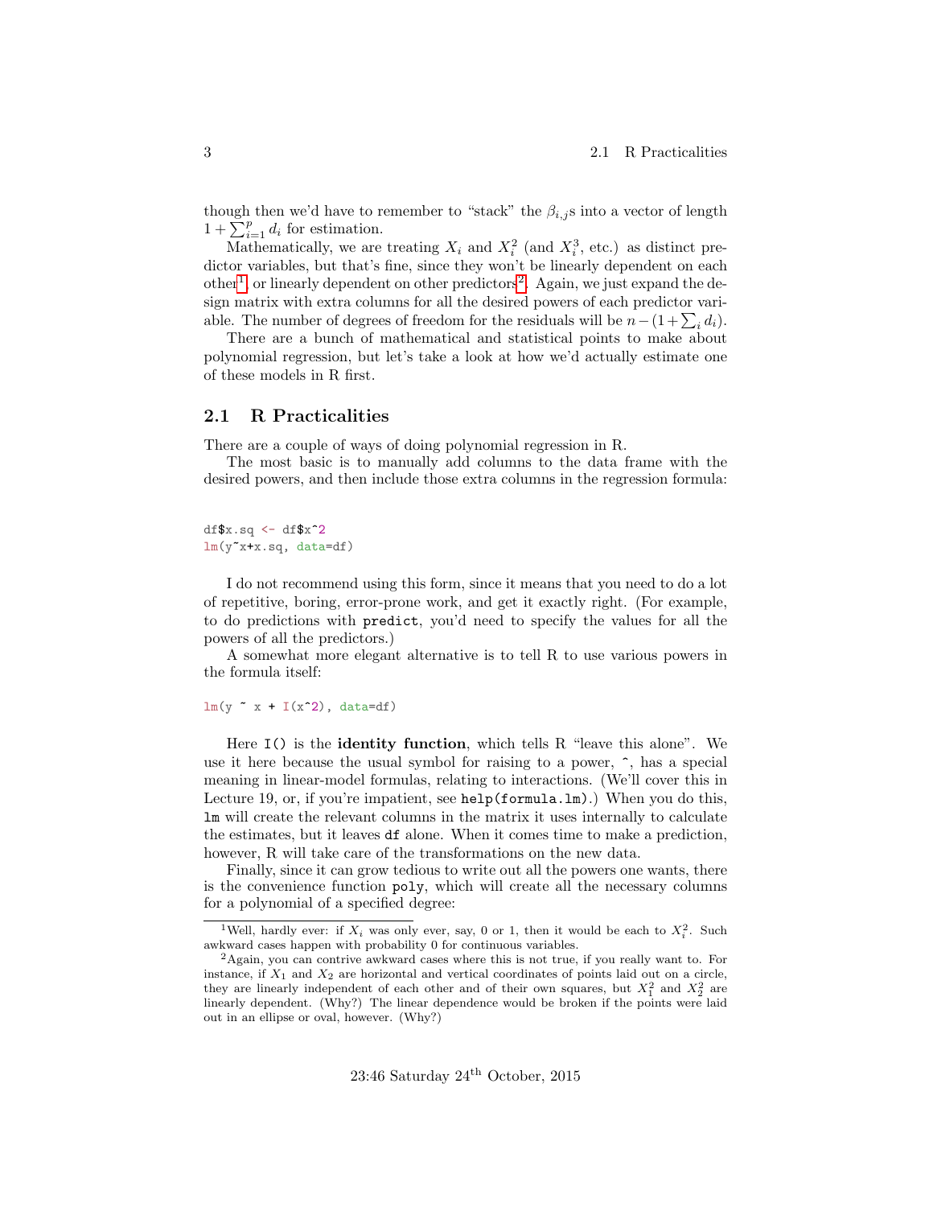though then we'd have to remember to "stack" the $\beta_{i,j}$s into a vector of length $1 + \sum_{i=1}^{p} d_i$ for estimation.

Mathematically, we are treating $X_i$ and $X_i^2$ (and $X_i^3$, etc.) as distinct predictor variables, but that's fine, since they won't be linearly dependent on each other[1], or linearly dependent on other predictors[2]. Again, we just expand the design matrix with extra columns for all the desired powers of each predictor variable. The number of degrees of freedom for the residuals will be $n - (1 + \sum_i d_i)$.

There are a bunch of mathematical and statistical points to make about polynomial regression, but let's take a look at how we'd actually estimate one of these models in R first.

## 2.1 R Practicalities

There are a couple of ways of doing polynomial regression in R.

The most basic is to manually add columns to the data frame with the desired powers, and then include those extra columns in the regression formula:

```
df$x.sq <- df$x^2
lm(y~x+x.sq, data=df)
```

I do not recommend using this form, since it means that you need to do a lot of repetitive, boring, error-prone work, and get it exactly right. (For example, to do predictions with `predict`, you'd need to specify the values for all the powers of all the predictors.)

A somewhat more elegant alternative is to tell R to use various powers in the formula itself:

```
lm(y ~ x + I(x^2), data=df)
```

Here `I()` is the **identity function**, which tells R "leave this alone". We use it here because the usual symbol for raising to a power, `^`, has a special meaning in linear-model formulas, relating to interactions. (We'll cover this in Lecture 19, or, if you're impatient, see `help(formula.lm)`.) When you do this, `lm` will create the relevant columns in the matrix it uses internally to calculate the estimates, but it leaves `df` alone. When it comes time to make a prediction, however, R will take care of the transformations on the new data.

Finally, since it can grow tedious to write out all the powers one wants, there is the convenience function `poly`, which will create all the necessary columns for a polynomial of a specified degree:

---

[1] Well, hardly ever: if $X_i$ was only ever, say, 0 or 1, then it would be each to $X_i^2$. Such awkward cases happen with probability 0 for continuous variables.

[2] Again, you can contrive awkward cases where this is not true, if you really want to. For instance, if $X_1$ and $X_2$ are horizontal and vertical coordinates of points laid out on a circle, they are linearly independent of each other and of their own squares, but $X_1^2$ and $X_2^2$ are linearly dependent. (Why?) The linear dependence would be broken if the points were laid out in an ellipse or oval, however. (Why?)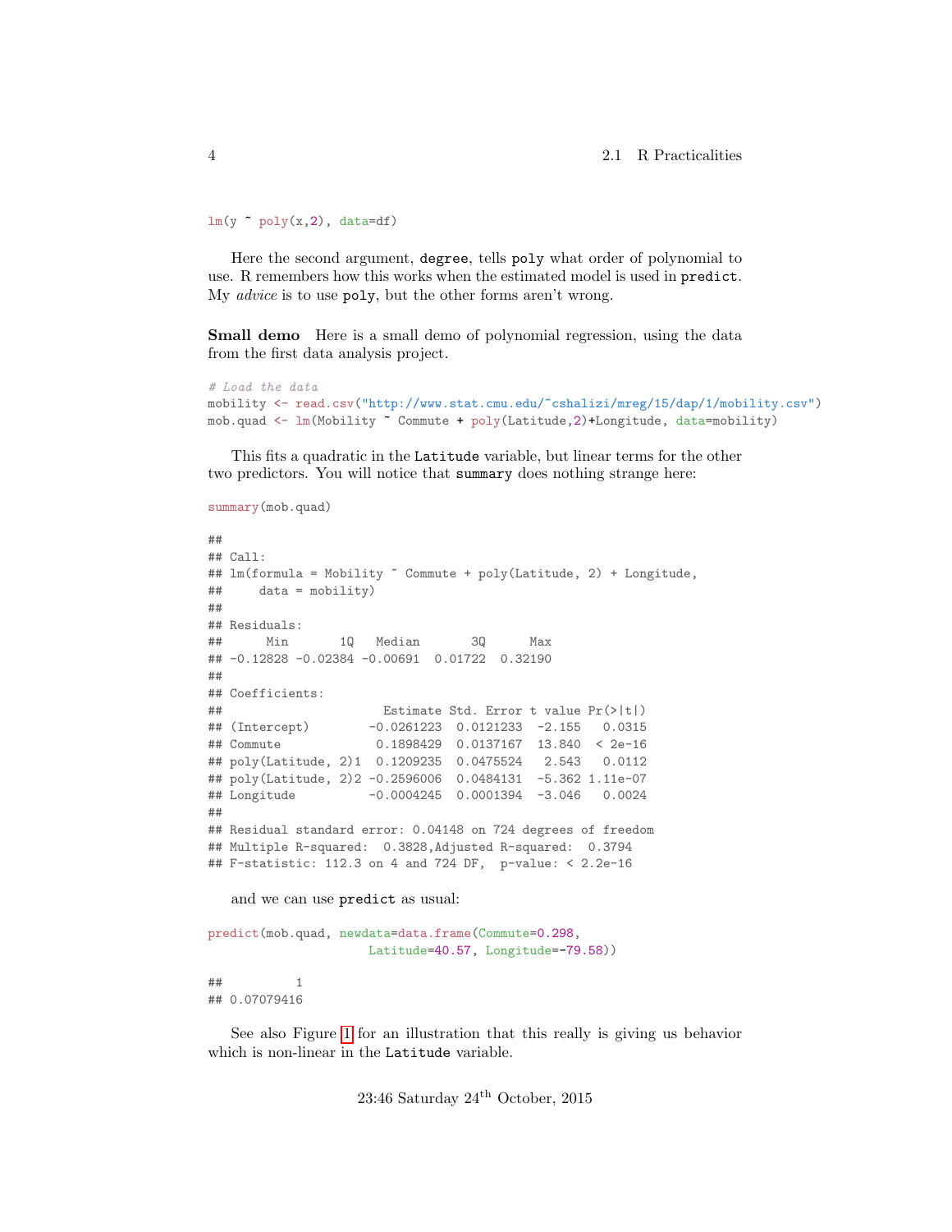```
lm(y ~ poly(x,2), data=df)
```

Here the second argument, `degree`, tells `poly` what order of polynomial to use. R remembers how this works when the estimated model is used in `predict`. My *advice* is to use `poly`, but the other forms aren't wrong.

**Small demo** Here is a small demo of polynomial regression, using the data from the first data analysis project.

```
# Load the data
mobility <- read.csv("http://www.stat.cmu.edu/~cshalizi/mreg/15/dap/1/mobility.csv")
mob.quad <- lm(Mobility ~ Commute + poly(Latitude,2)+Longitude, data=mobility)
```

This fits a quadratic in the `Latitude` variable, but linear terms for the other two predictors. You will notice that `summary` does nothing strange here:

```
summary(mob.quad)
```

```
##
## Call:
## lm(formula = Mobility ~ Commute + poly(Latitude, 2) + Longitude,
##     data = mobility)
##
## Residuals:
##      Min       1Q   Median       3Q      Max
## -0.12828 -0.02384 -0.00691  0.01722  0.32190
##
## Coefficients:
##                      Estimate Std. Error t value Pr(>|t|)
## (Intercept)        -0.0261223  0.0121233  -2.155   0.0315
## Commute             0.1898429  0.0137167  13.840  < 2e-16
## poly(Latitude, 2)1  0.1209235  0.0475524   2.543   0.0112
## poly(Latitude, 2)2 -0.2596006  0.0484131  -5.362 1.11e-07
## Longitude          -0.0004245  0.0001394  -3.046   0.0024
##
## Residual standard error: 0.04148 on 724 degrees of freedom
## Multiple R-squared:  0.3828,Adjusted R-squared:  0.3794
## F-statistic: 112.3 on 4 and 724 DF,  p-value: < 2.2e-16
```

and we can use `predict` as usual:

```
predict(mob.quad, newdata=data.frame(Commute=0.298,
                      Latitude=40.57, Longitude=-79.58))
```

```
##          1
## 0.07079416
```

See also Figure 1 for an illustration that this really is giving us behavior which is non-linear in the `Latitude` variable.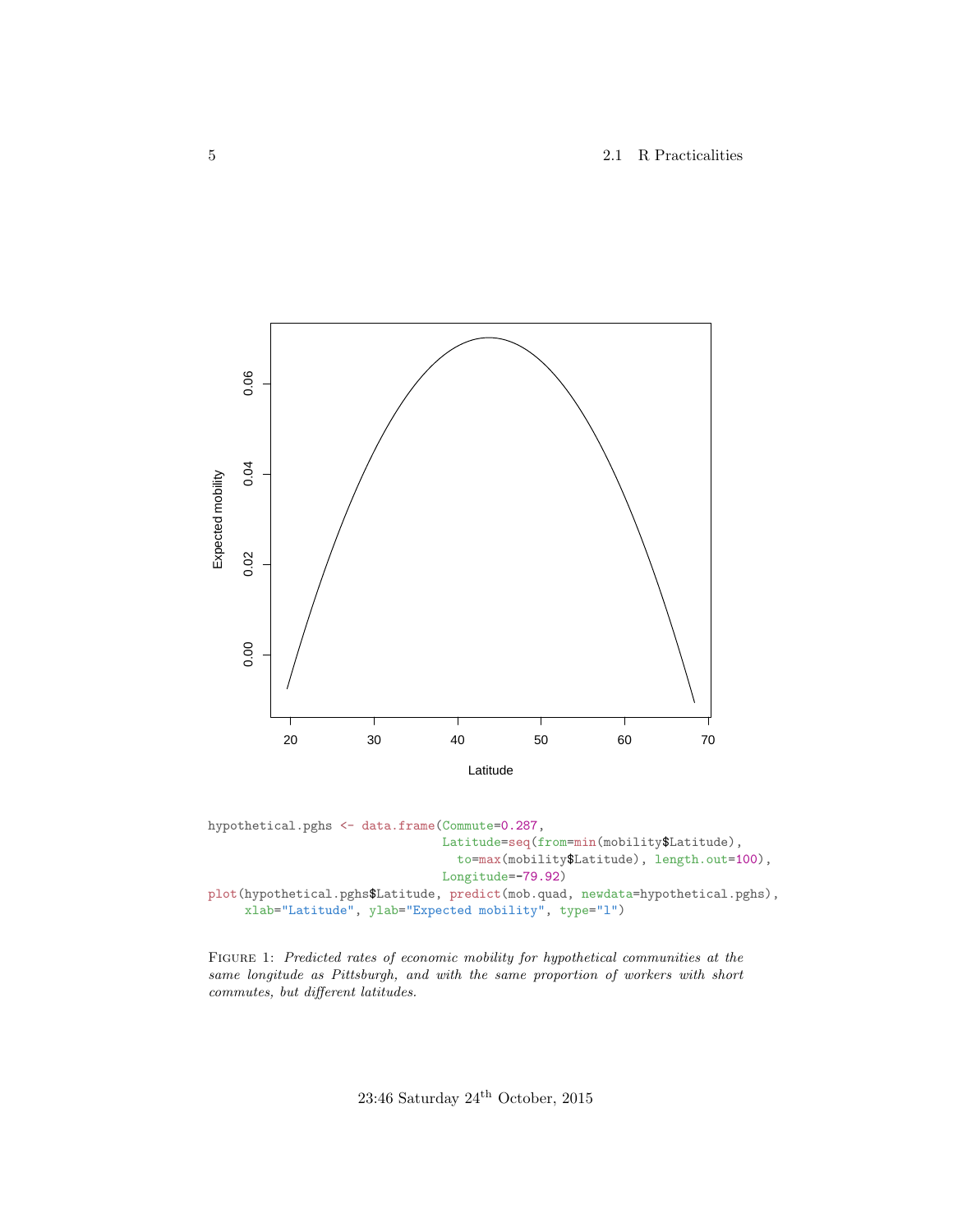```
hypothetical.pghs <- data.frame(Commute=0.287,
                                Latitude=seq(from=min(mobility$Latitude),
                                  to=max(mobility$Latitude), length.out=100),
                                Longitude=-79.92)
plot(hypothetical.pghs$Latitude, predict(mob.quad, newdata=hypothetical.pghs),
     xlab="Latitude", ylab="Expected mobility", type="l")
```

FIGURE 1: *Predicted rates of economic mobility for hypothetical communities at the same longitude as Pittsburgh, and with the same proportion of workers with short commutes, but different latitudes.*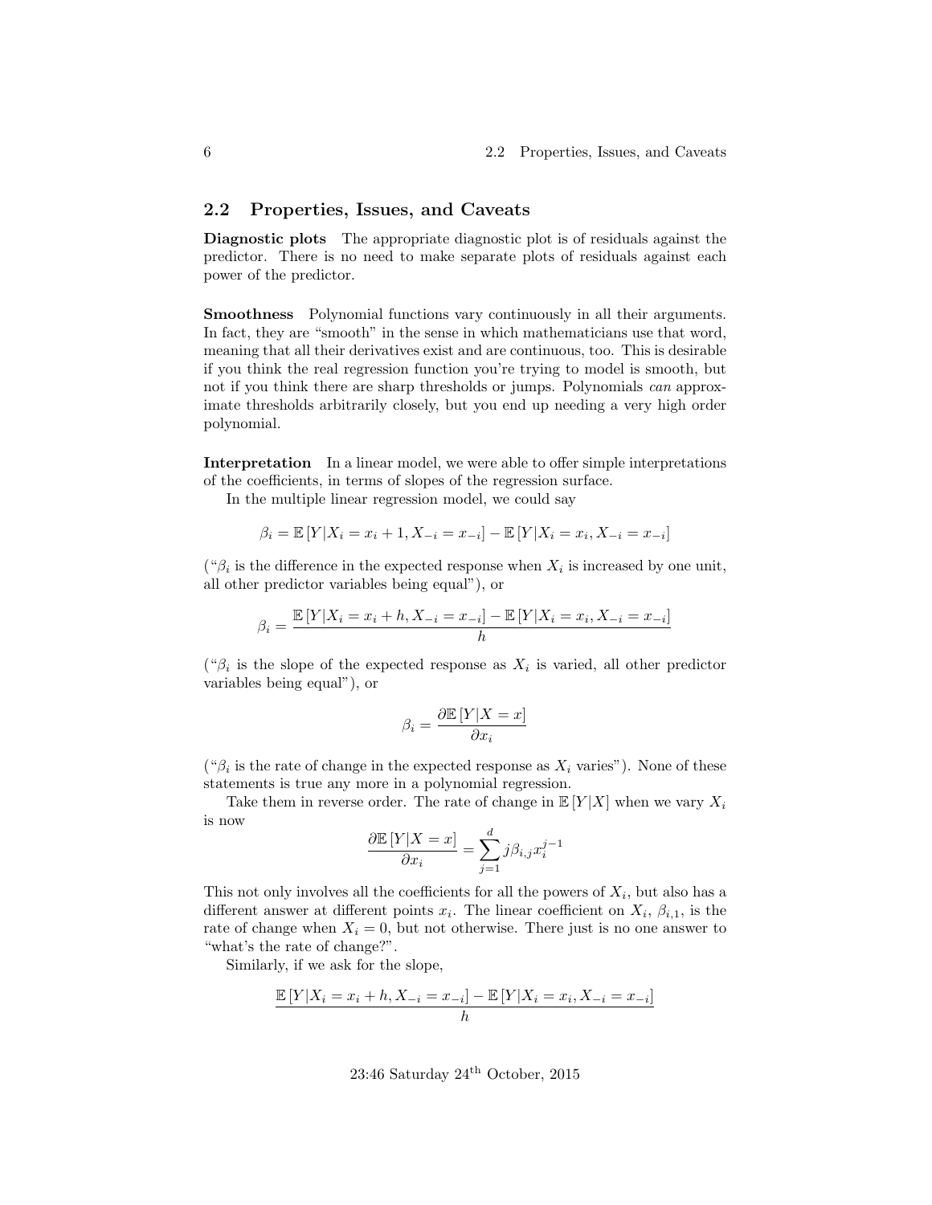## 2.2 Properties, Issues, and Caveats

**Diagnostic plots** The appropriate diagnostic plot is of residuals against the predictor. There is no need to make separate plots of residuals against each power of the predictor.

**Smoothness** Polynomial functions vary continuously in all their arguments. In fact, they are "smooth" in the sense in which mathematicians use that word, meaning that all their derivatives exist and are continuous, too. This is desirable if you think the real regression function you're trying to model is smooth, but not if you think there are sharp thresholds or jumps. Polynomials *can* approximate thresholds arbitrarily closely, but you end up needing a very high order polynomial.

**Interpretation** In a linear model, we were able to offer simple interpretations of the coefficients, in terms of slopes of the regression surface.

In the multiple linear regression model, we could say

$$\beta_i = \mathbb{E}\left[Y|X_i = x_i + 1, X_{-i} = x_{-i}\right] - \mathbb{E}\left[Y|X_i = x_i, X_{-i} = x_{-i}\right]$$

("$\beta_i$ is the difference in the expected response when $X_i$ is increased by one unit, all other predictor variables being equal"), or

$$\beta_i = \frac{\mathbb{E}\left[Y|X_i = x_i + h, X_{-i} = x_{-i}\right] - \mathbb{E}\left[Y|X_i = x_i, X_{-i} = x_{-i}\right]}{h}$$

("$\beta_i$ is the slope of the expected response as $X_i$ is varied, all other predictor variables being equal"), or

$$\beta_i = \frac{\partial \mathbb{E}\left[Y|X = x\right]}{\partial x_i}$$

("$\beta_i$ is the rate of change in the expected response as $X_i$ varies"). None of these statements is true any more in a polynomial regression.

Take them in reverse order. The rate of change in $\mathbb{E}\left[Y|X\right]$ when we vary $X_i$ is now

$$\frac{\partial \mathbb{E}\left[Y|X = x\right]}{\partial x_i} = \sum_{j=1}^{d} j\beta_{i,j} x_i^{j-1}$$

This not only involves all the coefficients for all the powers of $X_i$, but also has a different answer at different points $x_i$. The linear coefficient on $X_i$, $\beta_{i,1}$, is the rate of change when $X_i = 0$, but not otherwise. There just is no one answer to "what's the rate of change?".

Similarly, if we ask for the slope,

$$\frac{\mathbb{E}\left[Y|X_i = x_i + h, X_{-i} = x_{-i}\right] - \mathbb{E}\left[Y|X_i = x_i, X_{-i} = x_{-i}\right]}{h}$$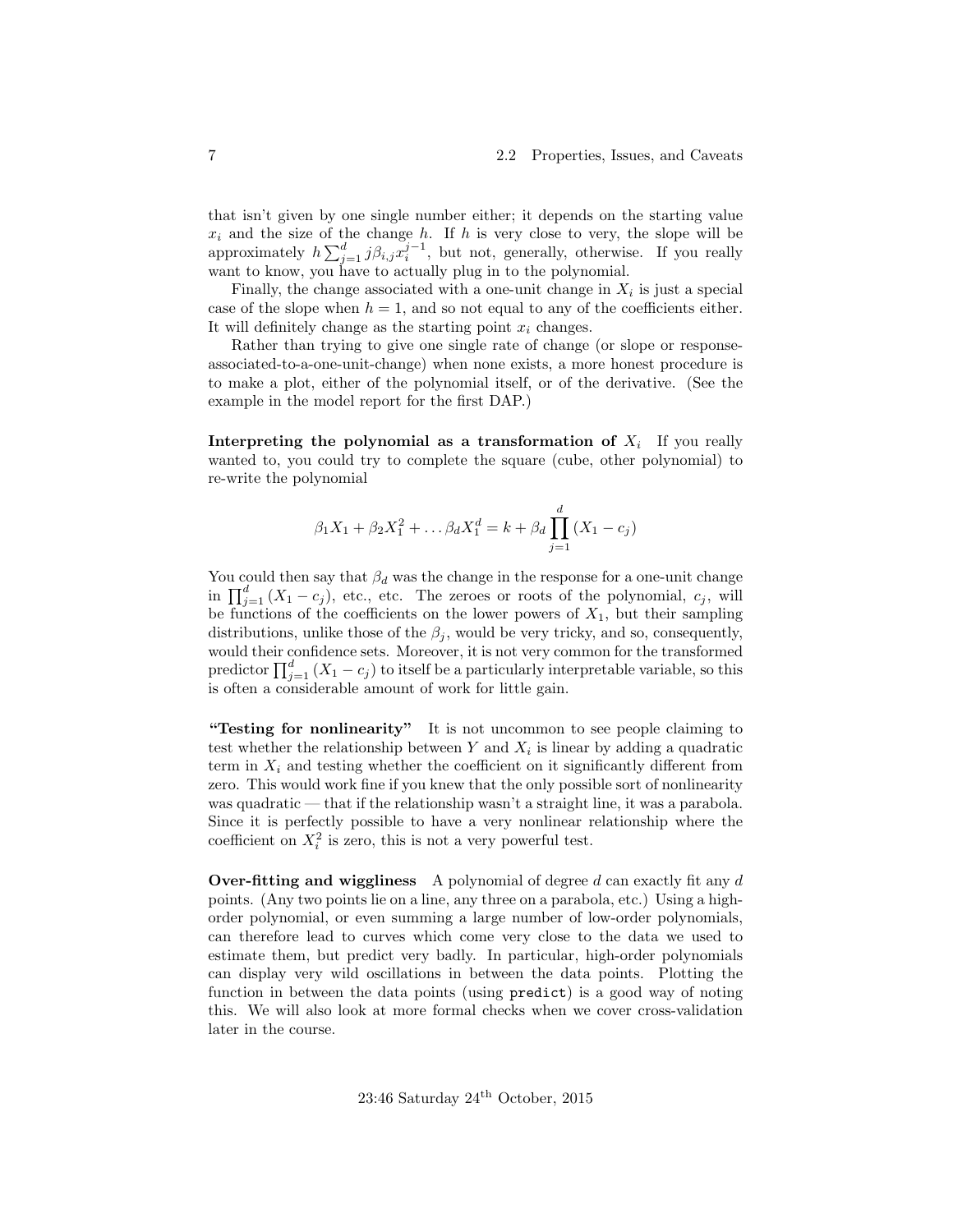that isn't given by one single number either; it depends on the starting value $x_i$ and the size of the change $h$. If $h$ is very close to very, the slope will be approximately $h \sum_{j=1}^{d} j\beta_{i,j} x_i^{j-1}$, but not, generally, otherwise. If you really want to know, you have to actually plug in to the polynomial.

Finally, the change associated with a one-unit change in $X_i$ is just a special case of the slope when $h = 1$, and so not equal to any of the coefficients either. It will definitely change as the starting point $x_i$ changes.

Rather than trying to give one single rate of change (or slope or response-associated-to-a-one-unit-change) when none exists, a more honest procedure is to make a plot, either of the polynomial itself, or of the derivative. (See the example in the model report for the first DAP.)

**Interpreting the polynomial as a transformation of $X_i$** If you really wanted to, you could try to complete the square (cube, other polynomial) to re-write the polynomial

$$\beta_1 X_1 + \beta_2 X_1^2 + \ldots \beta_d X_1^d = k + \beta_d \prod_{j=1}^{d} (X_1 - c_j)$$

You could then say that $\beta_d$ was the change in the response for a one-unit change in $\prod_{j=1}^{d} (X_1 - c_j)$, etc., etc. The zeroes or roots of the polynomial, $c_j$, will be functions of the coefficients on the lower powers of $X_1$, but their sampling distributions, unlike those of the $\beta_j$, would be very tricky, and so, consequently, would their confidence sets. Moreover, it is not very common for the transformed predictor $\prod_{j=1}^{d} (X_1 - c_j)$ to itself be a particularly interpretable variable, so this is often a considerable amount of work for little gain.

**"Testing for nonlinearity"** It is not uncommon to see people claiming to test whether the relationship between $Y$ and $X_i$ is linear by adding a quadratic term in $X_i$ and testing whether the coefficient on it significantly different from zero. This would work fine if you knew that the only possible sort of nonlinearity was quadratic — that if the relationship wasn't a straight line, it was a parabola. Since it is perfectly possible to have a very nonlinear relationship where the coefficient on $X_i^2$ is zero, this is not a very powerful test.

**Over-fitting and wiggliness** A polynomial of degree $d$ can exactly fit any $d$ points. (Any two points lie on a line, any three on a parabola, etc.) Using a high-order polynomial, or even summing a large number of low-order polynomials, can therefore lead to curves which come very close to the data we used to estimate them, but predict very badly. In particular, high-order polynomials can display very wild oscillations in between the data points. Plotting the function in between the data points (using `predict`) is a good way of noting this. We will also look at more formal checks when we cover cross-validation later in the course.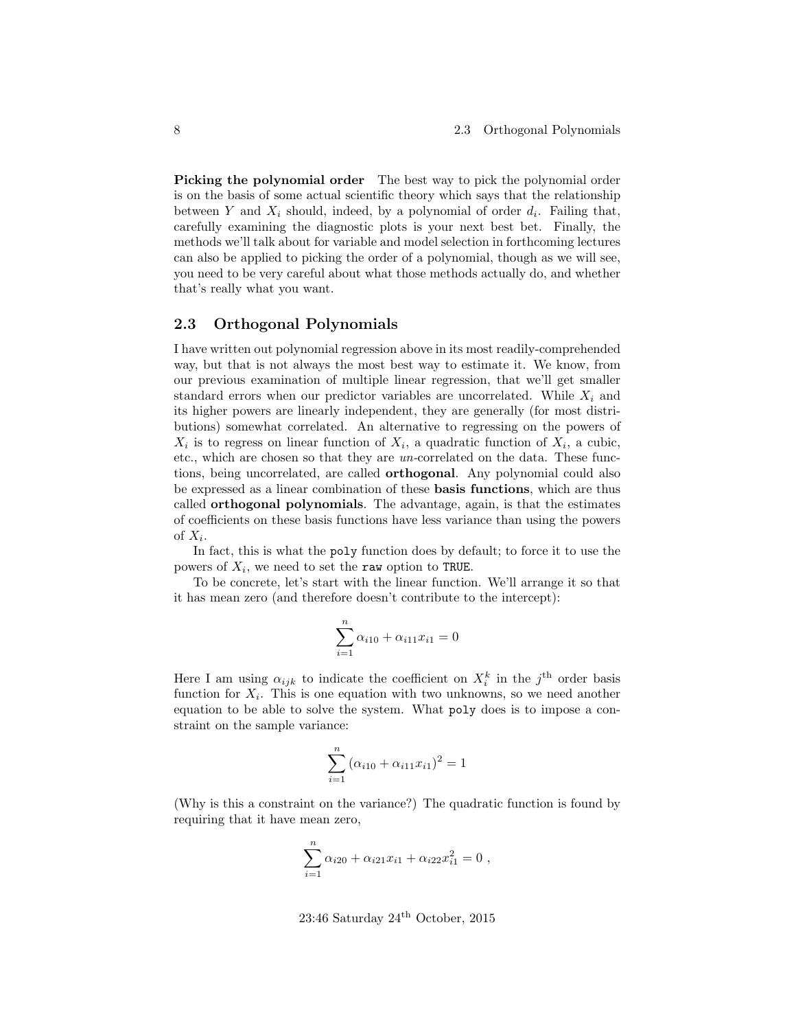**Picking the polynomial order** The best way to pick the polynomial order is on the basis of some actual scientific theory which says that the relationship between $Y$ and $X_i$ should, indeed, by a polynomial of order $d_i$. Failing that, carefully examining the diagnostic plots is your next best bet. Finally, the methods we'll talk about for variable and model selection in forthcoming lectures can also be applied to picking the order of a polynomial, though as we will see, you need to be very careful about what those methods actually do, and whether that's really what you want.

## 2.3 Orthogonal Polynomials

I have written out polynomial regression above in its most readily-comprehended way, but that is not always the most best way to estimate it. We know, from our previous examination of multiple linear regression, that we'll get smaller standard errors when our predictor variables are uncorrelated. While $X_i$ and its higher powers are linearly independent, they are generally (for most distributions) somewhat correlated. An alternative to regressing on the powers of $X_i$ is to regress on linear function of $X_i$, a quadratic function of $X_i$, a cubic, etc., which are chosen so that they are *un*-correlated on the data. These functions, being uncorrelated, are called **orthogonal**. Any polynomial could also be expressed as a linear combination of these **basis functions**, which are thus called **orthogonal polynomials**. The advantage, again, is that the estimates of coefficients on these basis functions have less variance than using the powers of $X_i$.

In fact, this is what the `poly` function does by default; to force it to use the powers of $X_i$, we need to set the `raw` option to `TRUE`.

To be concrete, let's start with the linear function. We'll arrange it so that it has mean zero (and therefore doesn't contribute to the intercept):

$$\sum_{i=1}^{n} \alpha_{i10} + \alpha_{i11} x_{i1} = 0$$

Here I am using $\alpha_{ijk}$ to indicate the coefficient on $X_i^k$ in the $j^{\text{th}}$ order basis function for $X_i$. This is one equation with two unknowns, so we need another equation to be able to solve the system. What `poly` does is to impose a constraint on the sample variance:

$$\sum_{i=1}^{n} (\alpha_{i10} + \alpha_{i11} x_{i1})^2 = 1$$

(Why is this a constraint on the variance?) The quadratic function is found by requiring that it have mean zero,

$$\sum_{i=1}^{n} \alpha_{i20} + \alpha_{i21} x_{i1} + \alpha_{i22} x_{i1}^2 = 0 \ ,$$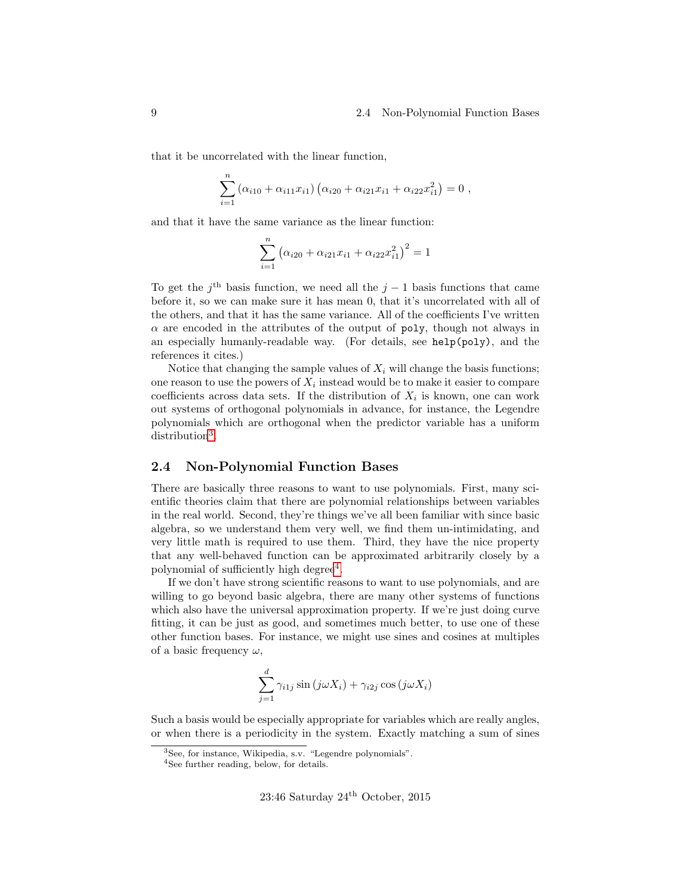that it be uncorrelated with the linear function,

$$\sum_{i=1}^{n} \left(\alpha_{i10} + \alpha_{i11} x_{i1}\right) \left(\alpha_{i20} + \alpha_{i21} x_{i1} + \alpha_{i22} x_{i1}^2\right) = 0 \ ,$$

and that it have the same variance as the linear function:

$$\sum_{i=1}^{n} \left(\alpha_{i20} + \alpha_{i21} x_{i1} + \alpha_{i22} x_{i1}^2\right)^2 = 1$$

To get the $j^{\text{th}}$ basis function, we need all the $j-1$ basis functions that came before it, so we can make sure it has mean 0, that it's uncorrelated with all of the others, and that it has the same variance. All of the coefficients I've written $\alpha$ are encoded in the attributes of the output of `poly`, though not always in an especially humanly-readable way. (For details, see `help(poly)`, and the references it cites.)

Notice that changing the sample values of $X_i$ will change the basis functions; one reason to use the powers of $X_i$ instead would be to make it easier to compare coefficients across data sets. If the distribution of $X_i$ is known, one can work out systems of orthogonal polynomials in advance, for instance, the Legendre polynomials which are orthogonal when the predictor variable has a uniform distribution[3].

## 2.4 Non-Polynomial Function Bases

There are basically three reasons to want to use polynomials. First, many scientific theories claim that there are polynomial relationships between variables in the real world. Second, they're things we've all been familiar with since basic algebra, so we understand them very well, we find them un-intimidating, and very little math is required to use them. Third, they have the nice property that any well-behaved function can be approximated arbitrarily closely by a polynomial of sufficiently high degree[4].

If we don't have strong scientific reasons to want to use polynomials, and are willing to go beyond basic algebra, there are many other systems of functions which also have the universal approximation property. If we're just doing curve fitting, it can be just as good, and sometimes much better, to use one of these other function bases. For instance, we might use sines and cosines at multiples of a basic frequency $\omega$,

$$\sum_{j=1}^{d} \gamma_{i1j} \sin\left(j\omega X_i\right) + \gamma_{i2j} \cos\left(j\omega X_i\right)$$

Such a basis would be especially appropriate for variables which are really angles, or when there is a periodicity in the system. Exactly matching a sum of sines

[3] See, for instance, Wikipedia, s.v. "Legendre polynomials".

[4] See further reading, below, for details.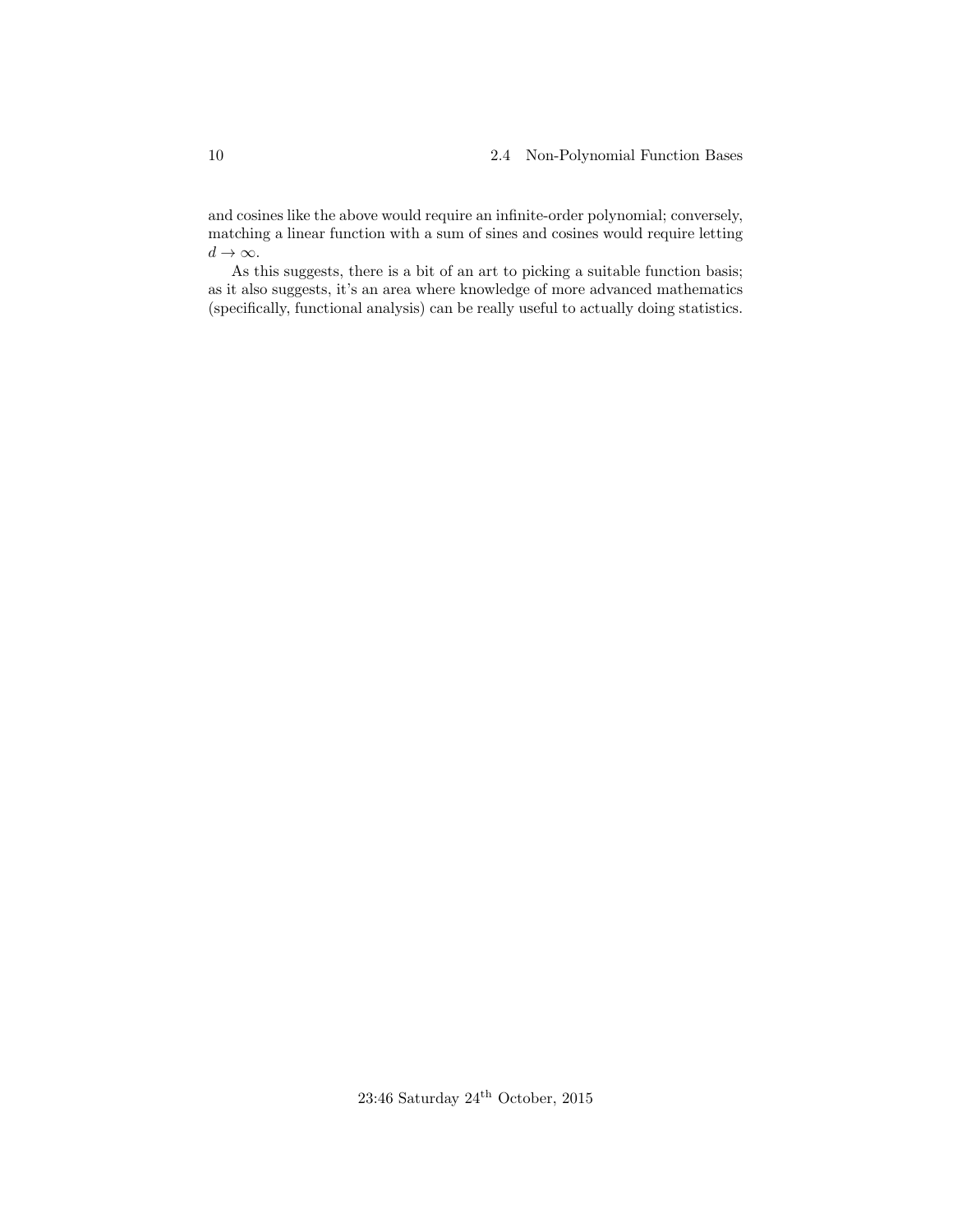and cosines like the above would require an infinite-order polynomial; conversely, matching a linear function with a sum of sines and cosines would require letting $d \to \infty$.

As this suggests, there is a bit of an art to picking a suitable function basis; as it also suggests, it's an area where knowledge of more advanced mathematics (specifically, functional analysis) can be really useful to actually doing statistics.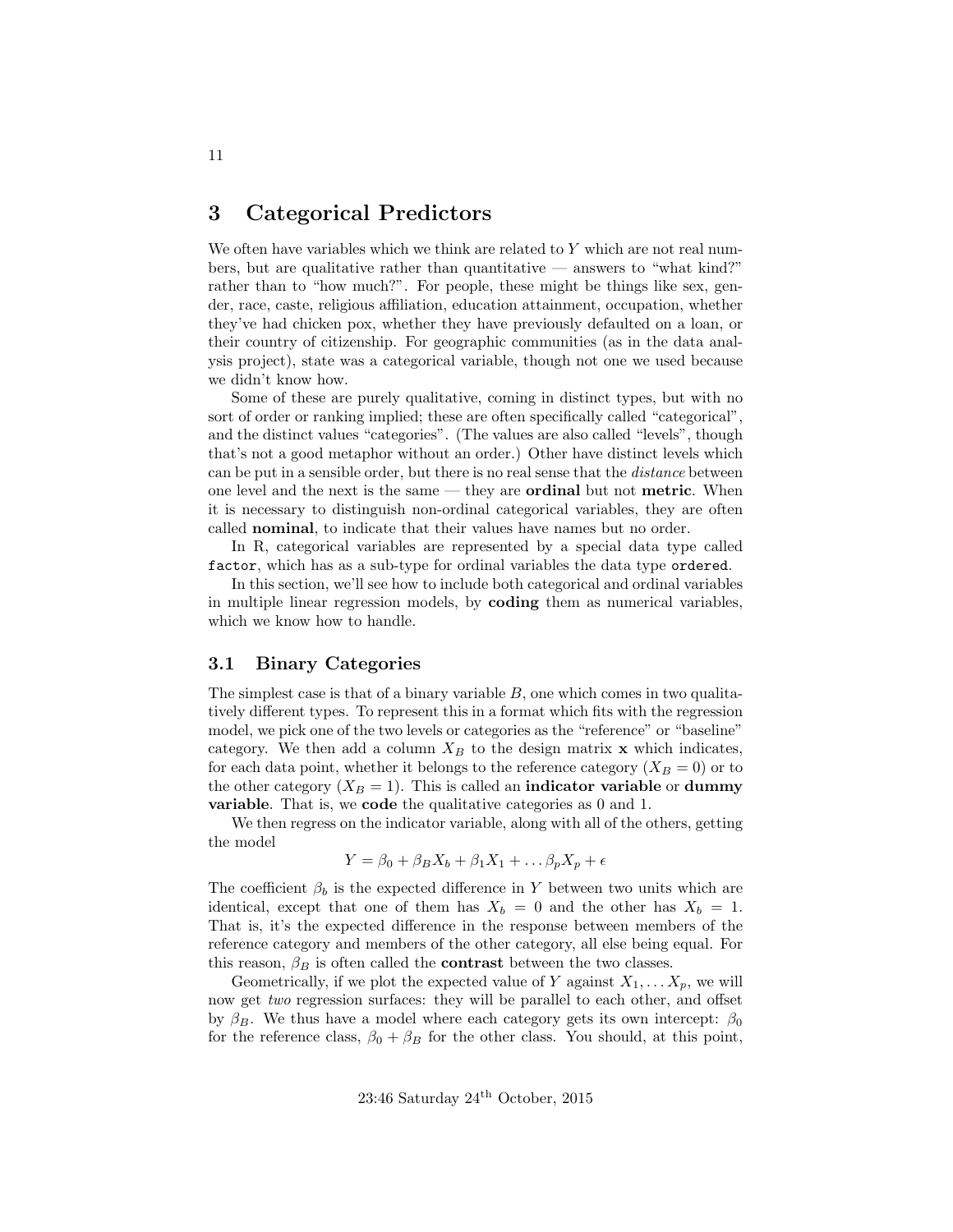# 3 Categorical Predictors

We often have variables which we think are related to $Y$ which are not real numbers, but are qualitative rather than quantitative — answers to "what kind?" rather than to "how much?". For people, these might be things like sex, gender, race, caste, religious affiliation, education attainment, occupation, whether they've had chicken pox, whether they have previously defaulted on a loan, or their country of citizenship. For geographic communities (as in the data analysis project), state was a categorical variable, though not one we used because we didn't know how.

Some of these are purely qualitative, coming in distinct types, but with no sort of order or ranking implied; these are often specifically called "categorical", and the distinct values "categories". (The values are also called "levels", though that's not a good metaphor without an order.) Other have distinct levels which can be put in a sensible order, but there is no real sense that the *distance* between one level and the next is the same — they are **ordinal** but not **metric**. When it is necessary to distinguish non-ordinal categorical variables, they are often called **nominal**, to indicate that their values have names but no order.

In R, categorical variables are represented by a special data type called `factor`, which has as a sub-type for ordinal variables the data type `ordered`.

In this section, we'll see how to include both categorical and ordinal variables in multiple linear regression models, by **coding** them as numerical variables, which we know how to handle.

## 3.1 Binary Categories

The simplest case is that of a binary variable $B$, one which comes in two qualitatively different types. To represent this in a format which fits with the regression model, we pick one of the two levels or categories as the "reference" or "baseline" category. We then add a column $X_B$ to the design matrix $\mathbf{x}$ which indicates, for each data point, whether it belongs to the reference category ($X_B = 0$) or to the other category ($X_B = 1$). This is called an **indicator variable** or **dummy variable**. That is, we **code** the qualitative categories as 0 and 1.

We then regress on the indicator variable, along with all of the others, getting the model

$$Y = \beta_0 + \beta_B X_b + \beta_1 X_1 + \ldots \beta_p X_p + \epsilon$$

The coefficient $\beta_b$ is the expected difference in $Y$ between two units which are identical, except that one of them has $X_b = 0$ and the other has $X_b = 1$. That is, it's the expected difference in the response between members of the reference category and members of the other category, all else being equal. For this reason, $\beta_B$ is often called the **contrast** between the two classes.

Geometrically, if we plot the expected value of $Y$ against $X_1, \ldots X_p$, we will now get *two* regression surfaces: they will be parallel to each other, and offset by $\beta_B$. We thus have a model where each category gets its own intercept: $\beta_0$ for the reference class, $\beta_0 + \beta_B$ for the other class. You should, at this point,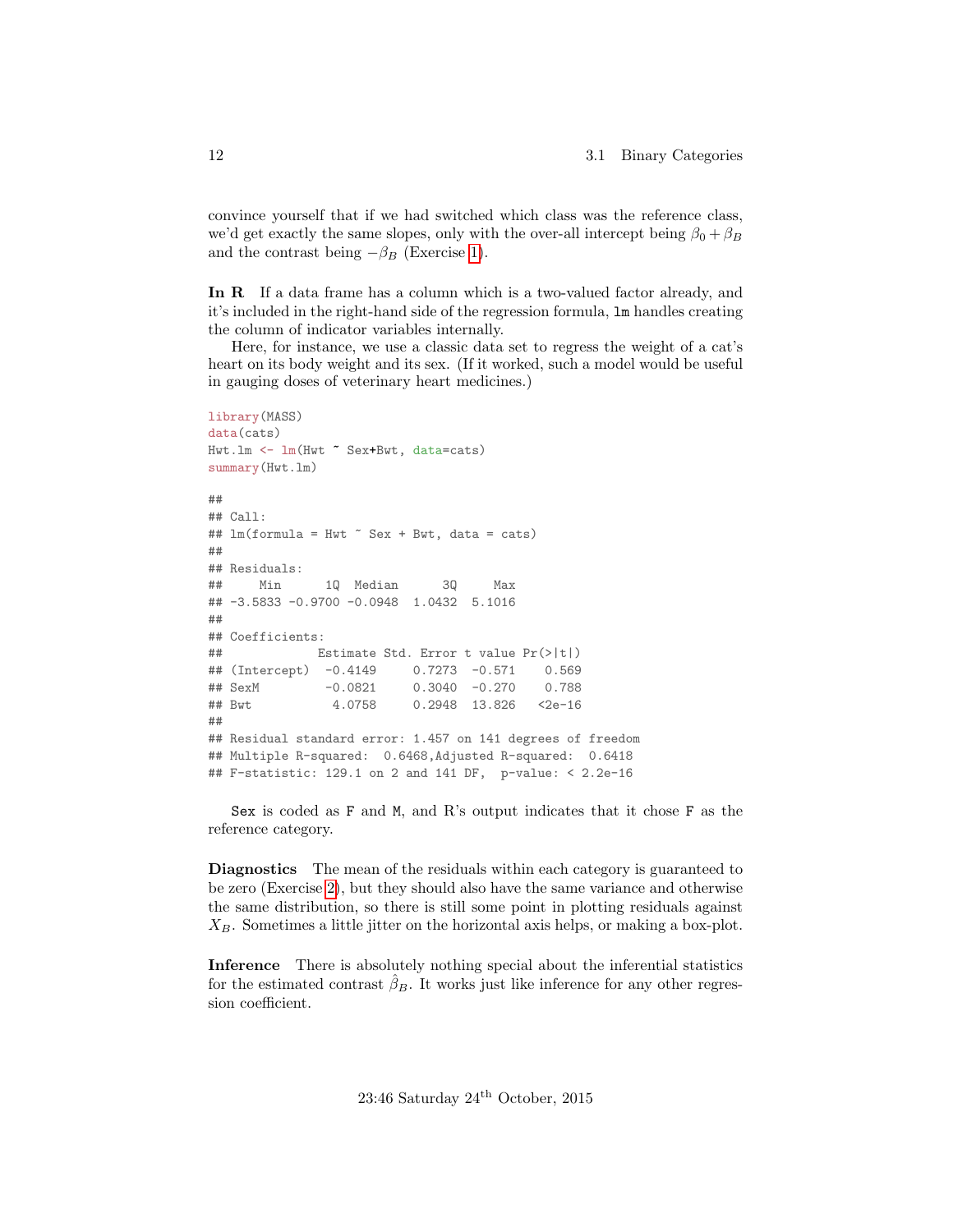convince yourself that if we had switched which class was the reference class, we'd get exactly the same slopes, only with the over-all intercept being $\beta_0 + \beta_B$ and the contrast being $-\beta_B$ (Exercise 1).

**In R** If a data frame has a column which is a two-valued factor already, and it's included in the right-hand side of the regression formula, `lm` handles creating the column of indicator variables internally.

Here, for instance, we use a classic data set to regress the weight of a cat's heart on its body weight and its sex. (If it worked, such a model would be useful in gauging doses of veterinary heart medicines.)

```
library(MASS)
data(cats)
Hwt.lm <- lm(Hwt ~ Sex+Bwt, data=cats)
summary(Hwt.lm)

##
## Call:
## lm(formula = Hwt ~ Sex + Bwt, data = cats)
##
## Residuals:
##     Min      1Q  Median      3Q     Max
## -3.5833 -0.9700 -0.0948  1.0432  5.1016
##
## Coefficients:
##             Estimate Std. Error t value Pr(>|t|)
## (Intercept)  -0.4149     0.7273  -0.571    0.569
## SexM         -0.0821     0.3040  -0.270    0.788
## Bwt           4.0758     0.2948  13.826   <2e-16
##
## Residual standard error: 1.457 on 141 degrees of freedom
## Multiple R-squared:  0.6468,Adjusted R-squared:  0.6418
## F-statistic: 129.1 on 2 and 141 DF,  p-value: < 2.2e-16
```

`Sex` is coded as `F` and `M`, and R's output indicates that it chose `F` as the reference category.

**Diagnostics** The mean of the residuals within each category is guaranteed to be zero (Exercise 2), but they should also have the same variance and otherwise the same distribution, so there is still some point in plotting residuals against $X_B$. Sometimes a little jitter on the horizontal axis helps, or making a box-plot.

**Inference** There is absolutely nothing special about the inferential statistics for the estimated contrast $\hat{\beta}_B$. It works just like inference for any other regression coefficient.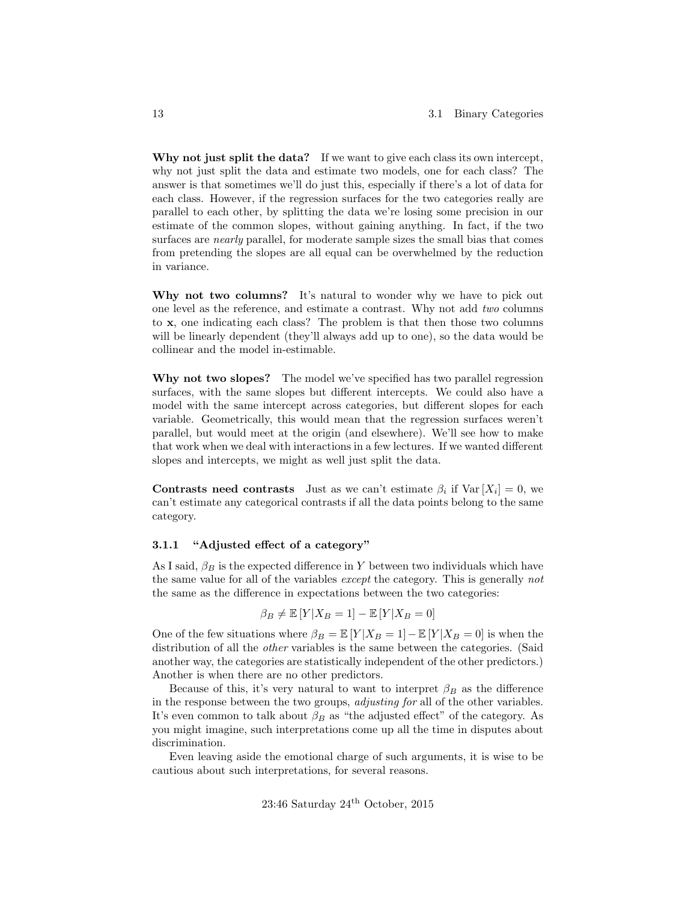**Why not just split the data?** If we want to give each class its own intercept, why not just split the data and estimate two models, one for each class? The answer is that sometimes we'll do just this, especially if there's a lot of data for each class. However, if the regression surfaces for the two categories really are parallel to each other, by splitting the data we're losing some precision in our estimate of the common slopes, without gaining anything. In fact, if the two surfaces are *nearly* parallel, for moderate sample sizes the small bias that comes from pretending the slopes are all equal can be overwhelmed by the reduction in variance.

**Why not two columns?** It's natural to wonder why we have to pick out one level as the reference, and estimate a contrast. Why not add *two* columns to $\mathbf{x}$, one indicating each class? The problem is that then those two columns will be linearly dependent (they'll always add up to one), so the data would be collinear and the model in-estimable.

**Why not two slopes?** The model we've specified has two parallel regression surfaces, with the same slopes but different intercepts. We could also have a model with the same intercept across categories, but different slopes for each variable. Geometrically, this would mean that the regression surfaces weren't parallel, but would meet at the origin (and elsewhere). We'll see how to make that work when we deal with interactions in a few lectures. If we wanted different slopes and intercepts, we might as well just split the data.

**Contrasts need contrasts** Just as we can't estimate $\beta_i$ if $\text{Var}[X_i] = 0$, we can't estimate any categorical contrasts if all the data points belong to the same category.

### 3.1.1 "Adjusted effect of a category"

As I said, $\beta_B$ is the expected difference in $Y$ between two individuals which have the same value for all of the variables *except* the category. This is generally *not* the same as the difference in expectations between the two categories:

$$\beta_B \neq \mathbb{E}[Y|X_B = 1] - \mathbb{E}[Y|X_B = 0]$$

One of the few situations where $\beta_B = \mathbb{E}[Y|X_B = 1] - \mathbb{E}[Y|X_B = 0]$ is when the distribution of all the *other* variables is the same between the categories. (Said another way, the categories are statistically independent of the other predictors.) Another is when there are no other predictors.

Because of this, it's very natural to want to interpret $\beta_B$ as the difference in the response between the two groups, *adjusting for* all of the other variables. It's even common to talk about $\beta_B$ as "the adjusted effect" of the category. As you might imagine, such interpretations come up all the time in disputes about discrimination.

Even leaving aside the emotional charge of such arguments, it is wise to be cautious about such interpretations, for several reasons.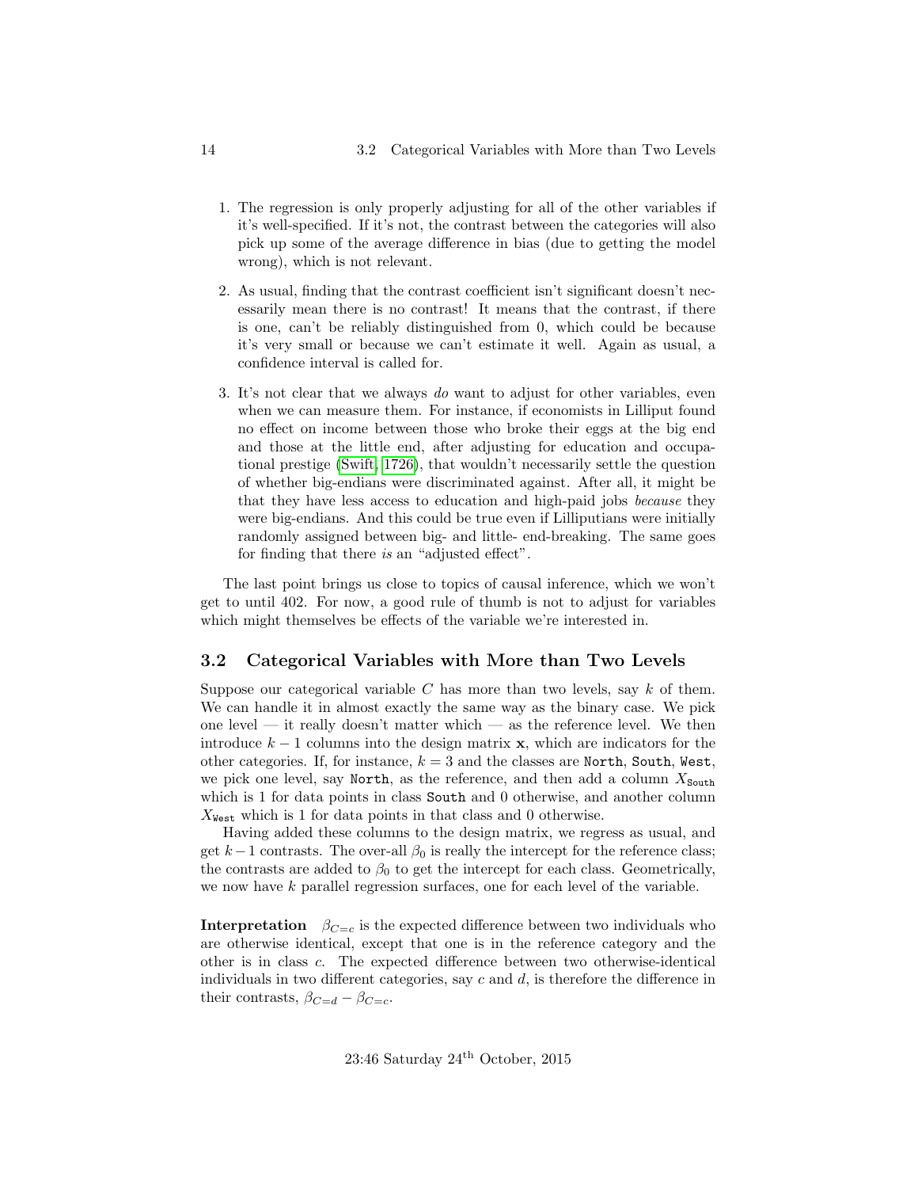1. The regression is only properly adjusting for all of the other variables if it's well-specified. If it's not, the contrast between the categories will also pick up some of the average difference in bias (due to getting the model wrong), which is not relevant.

2. As usual, finding that the contrast coefficient isn't significant doesn't necessarily mean there is no contrast! It means that the contrast, if there is one, can't be reliably distinguished from 0, which could be because it's very small or because we can't estimate it well. Again as usual, a confidence interval is called for.

3. It's not clear that we always *do* want to adjust for other variables, even when we can measure them. For instance, if economists in Lilliput found no effect on income between those who broke their eggs at the big end and those at the little end, after adjusting for education and occupational prestige (Swift, 1726), that wouldn't necessarily settle the question of whether big-endians were discriminated against. After all, it might be that they have less access to education and high-paid jobs *because* they were big-endians. And this could be true even if Lilliputians were initially randomly assigned between big- and little- end-breaking. The same goes for finding that there *is* an "adjusted effect".

The last point brings us close to topics of causal inference, which we won't get to until 402. For now, a good rule of thumb is not to adjust for variables which might themselves be effects of the variable we're interested in.

## 3.2 Categorical Variables with More than Two Levels

Suppose our categorical variable $C$ has more than two levels, say $k$ of them. We can handle it in almost exactly the same way as the binary case. We pick one level — it really doesn't matter which — as the reference level. We then introduce $k-1$ columns into the design matrix $\mathbf{x}$, which are indicators for the other categories. If, for instance, $k=3$ and the classes are `North`, `South`, `West`, we pick one level, say `North`, as the reference, and then add a column $X_{\texttt{South}}$ which is 1 for data points in class `South` and 0 otherwise, and another column $X_{\texttt{West}}$ which is 1 for data points in that class and 0 otherwise.

Having added these columns to the design matrix, we regress as usual, and get $k-1$ contrasts. The over-all $\beta_0$ is really the intercept for the reference class; the contrasts are added to $\beta_0$ to get the intercept for each class. Geometrically, we now have $k$ parallel regression surfaces, one for each level of the variable.

**Interpretation** $\beta_{C=c}$ is the expected difference between two individuals who are otherwise identical, except that one is in the reference category and the other is in class $c$. The expected difference between two otherwise-identical individuals in two different categories, say $c$ and $d$, is therefore the difference in their contrasts, $\beta_{C=d} - \beta_{C=c}$.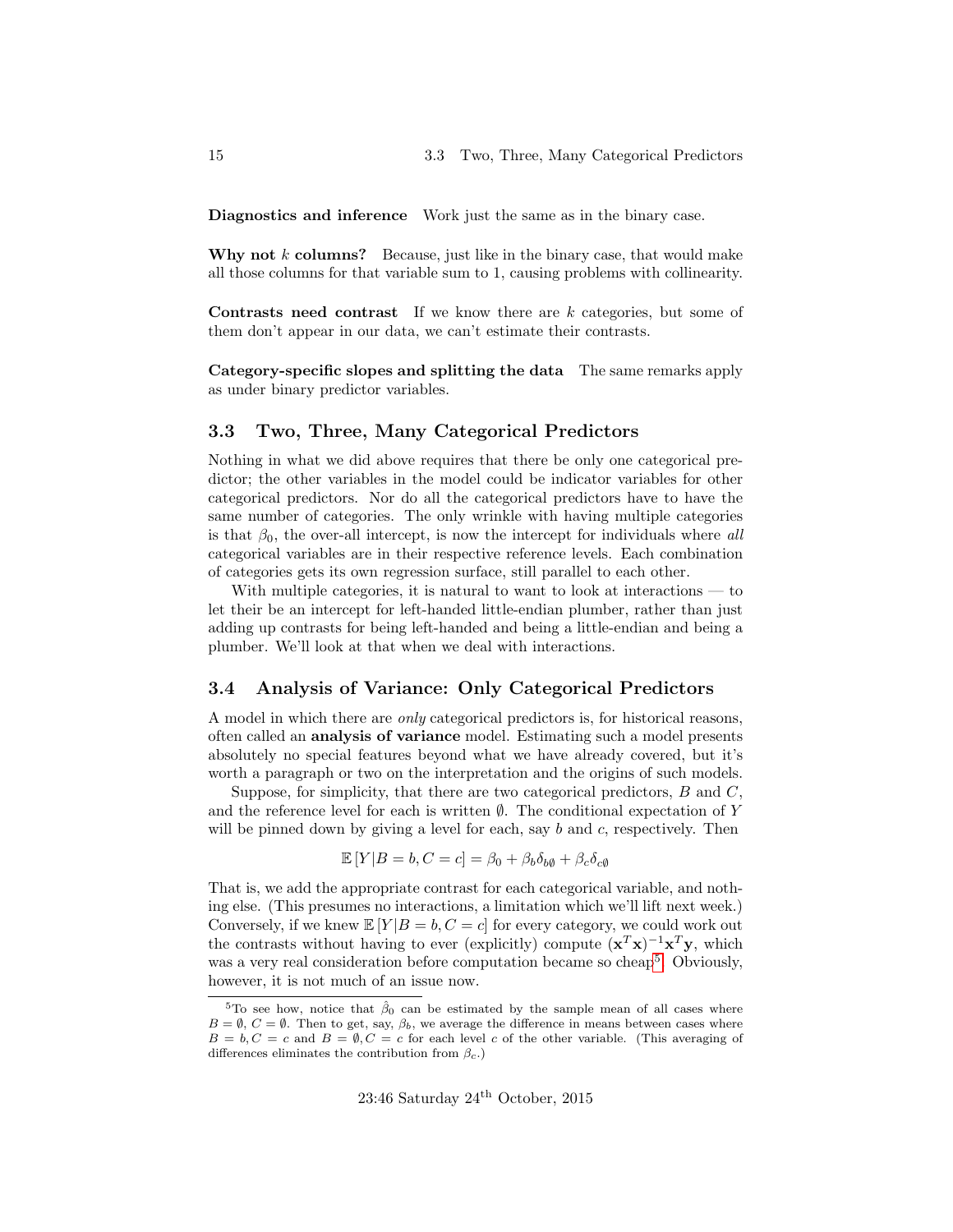**Diagnostics and inference** Work just the same as in the binary case.

**Why not $k$ columns?** Because, just like in the binary case, that would make all those columns for that variable sum to 1, causing problems with collinearity.

**Contrasts need contrast** If we know there are $k$ categories, but some of them don't appear in our data, we can't estimate their contrasts.

**Category-specific slopes and splitting the data** The same remarks apply as under binary predictor variables.

## 3.3 Two, Three, Many Categorical Predictors

Nothing in what we did above requires that there be only one categorical predictor; the other variables in the model could be indicator variables for other categorical predictors. Nor do all the categorical predictors have to have the same number of categories. The only wrinkle with having multiple categories is that $\beta_0$, the over-all intercept, is now the intercept for individuals where *all* categorical variables are in their respective reference levels. Each combination of categories gets its own regression surface, still parallel to each other.

With multiple categories, it is natural to want to look at interactions — to let their be an intercept for left-handed little-endian plumber, rather than just adding up contrasts for being left-handed and being a little-endian and being a plumber. We'll look at that when we deal with interactions.

## 3.4 Analysis of Variance: Only Categorical Predictors

A model in which there are *only* categorical predictors is, for historical reasons, often called an **analysis of variance** model. Estimating such a model presents absolutely no special features beyond what we have already covered, but it's worth a paragraph or two on the interpretation and the origins of such models.

Suppose, for simplicity, that there are two categorical predictors, $B$ and $C$, and the reference level for each is written $\emptyset$. The conditional expectation of $Y$ will be pinned down by giving a level for each, say $b$ and $c$, respectively. Then

$$\mathbb{E}\left[Y|B=b, C=c\right] = \beta_0 + \beta_b \delta_{b\emptyset} + \beta_c \delta_{c\emptyset}$$

That is, we add the appropriate contrast for each categorical variable, and nothing else. (This presumes no interactions, a limitation which we'll lift next week.) Conversely, if we knew $\mathbb{E}\left[Y|B=b, C=c\right]$ for every category, we could work out the contrasts without having to ever (explicitly) compute $(\mathbf{x}^T\mathbf{x})^{-1}\mathbf{x}^T\mathbf{y}$, which was a very real consideration before computation became so cheap[5]. Obviously, however, it is not much of an issue now.

[5] To see how, notice that $\hat{\beta}_0$ can be estimated by the sample mean of all cases where $B = \emptyset$, $C = \emptyset$. Then to get, say, $\beta_b$, we average the difference in means between cases where $B = b, C = c$ and $B = \emptyset, C = c$ for each level $c$ of the other variable. (This averaging of differences eliminates the contribution from $\beta_c$.)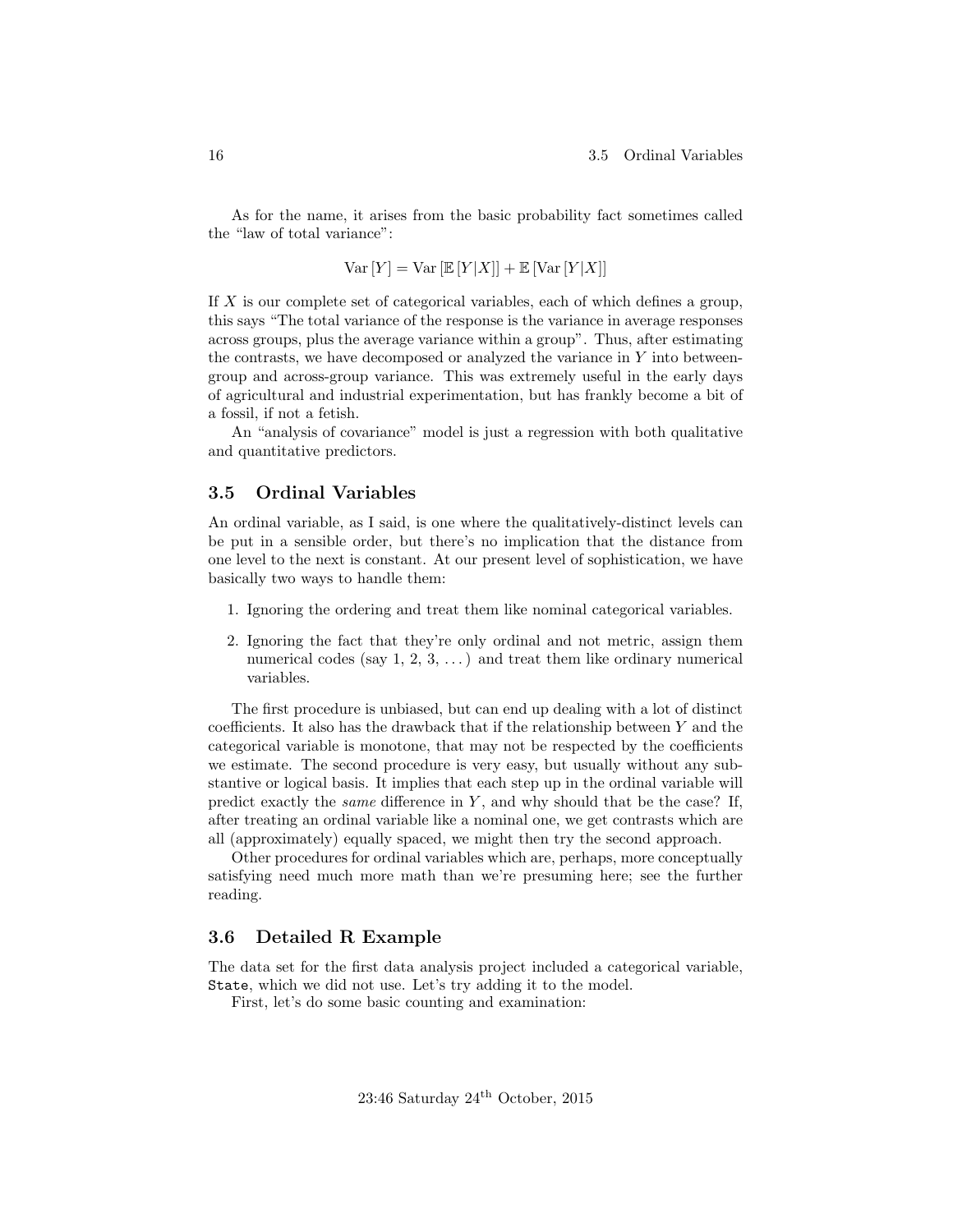As for the name, it arises from the basic probability fact sometimes called the "law of total variance":

$$\text{Var}[Y] = \text{Var}[\mathbb{E}[Y|X]] + \mathbb{E}[\text{Var}[Y|X]]$$

If $X$ is our complete set of categorical variables, each of which defines a group, this says "The total variance of the response is the variance in average responses across groups, plus the average variance within a group". Thus, after estimating the contrasts, we have decomposed or analyzed the variance in $Y$ into between-group and across-group variance. This was extremely useful in the early days of agricultural and industrial experimentation, but has frankly become a bit of a fossil, if not a fetish.

An "analysis of covariance" model is just a regression with both qualitative and quantitative predictors.

## 3.5 Ordinal Variables

An ordinal variable, as I said, is one where the qualitatively-distinct levels can be put in a sensible order, but there's no implication that the distance from one level to the next is constant. At our present level of sophistication, we have basically two ways to handle them:

1. Ignoring the ordering and treat them like nominal categorical variables.
2. Ignoring the fact that they're only ordinal and not metric, assign them numerical codes (say 1, 2, 3, ...) and treat them like ordinary numerical variables.

The first procedure is unbiased, but can end up dealing with a lot of distinct coefficients. It also has the drawback that if the relationship between $Y$ and the categorical variable is monotone, that may not be respected by the coefficients we estimate. The second procedure is very easy, but usually without any substantive or logical basis. It implies that each step up in the ordinal variable will predict exactly the *same* difference in $Y$, and why should that be the case? If, after treating an ordinal variable like a nominal one, we get contrasts which are all (approximately) equally spaced, we might then try the second approach.

Other procedures for ordinal variables which are, perhaps, more conceptually satisfying need much more math than we're presuming here; see the further reading.

## 3.6 Detailed R Example

The data set for the first data analysis project included a categorical variable, `State`, which we did not use. Let's try adding it to the model.

First, let's do some basic counting and examination: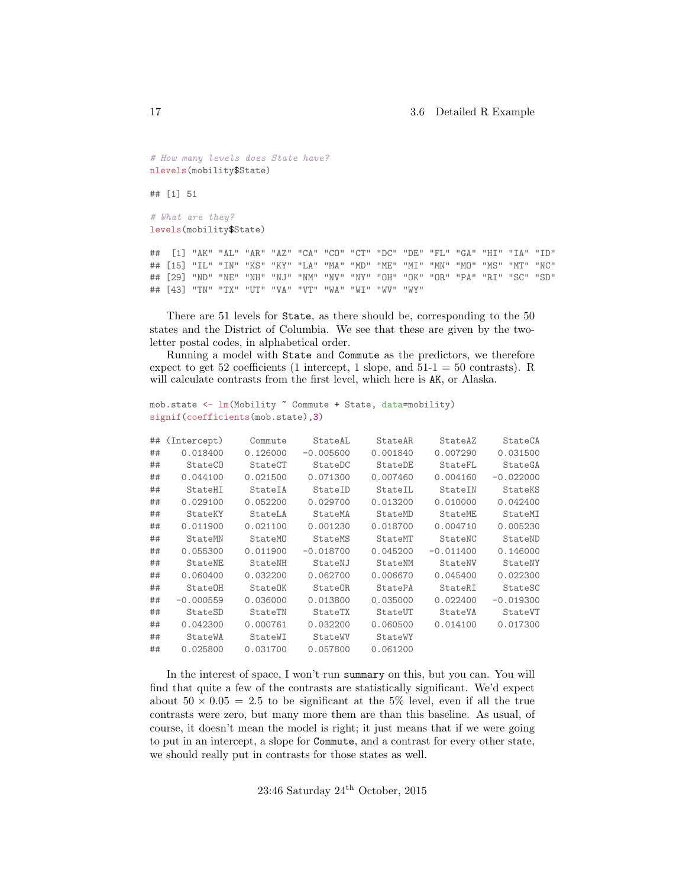```
# How many levels does State have?
nlevels(mobility$State)

## [1] 51

# What are they?
levels(mobility$State)

##  [1] "AK" "AL" "AR" "AZ" "CA" "CO" "CT" "DC" "DE" "FL" "GA" "HI" "IA" "ID"
## [15] "IL" "IN" "KS" "KY" "LA" "MA" "MD" "ME" "MI" "MN" "MO" "MS" "MT" "NC"
## [29] "ND" "NE" "NH" "NJ" "NM" "NV" "NY" "OH" "OK" "OR" "PA" "RI" "SC" "SD"
## [43] "TN" "TX" "UT" "VA" "VT" "WA" "WI" "WV" "WY"
```

There are 51 levels for `State`, as there should be, corresponding to the 50 states and the District of Columbia. We see that these are given by the two-letter postal codes, in alphabetical order.

Running a model with `State` and `Commute` as the predictors, we therefore expect to get 52 coefficients (1 intercept, 1 slope, and 51-1 = 50 contrasts). R will calculate contrasts from the first level, which here is `AK`, or Alaska.

```
mob.state <- lm(Mobility ~ Commute + State, data=mobility)
signif(coefficients(mob.state),3)

## (Intercept)     Commute     StateAL     StateAR     StateAZ     StateCA
##    0.018400    0.126000   -0.005600    0.001840    0.007290    0.031500
##     StateCO     StateCT     StateDC     StateDE     StateFL     StateGA
##    0.044100    0.021500    0.071300    0.007460    0.004160   -0.022000
##     StateHI     StateIA     StateID     StateIL     StateIN     StateKS
##    0.029100    0.052200    0.029700    0.013200    0.010000    0.042400
##     StateKY     StateLA     StateMA     StateMD     StateME     StateMI
##    0.011900    0.021100    0.001230    0.018700    0.004710    0.005230
##     StateMN     StateMO     StateMS     StateMT     StateNC     StateND
##    0.055300    0.011900   -0.018700    0.045200   -0.011400    0.146000
##     StateNE     StateNH     StateNJ     StateNM     StateNV     StateNY
##    0.060400    0.032200    0.062700    0.006670    0.045400    0.022300
##     StateOH     StateOK     StateOR     StatePA     StateRI     StateSC
##   -0.000559    0.036000    0.013800    0.035000    0.022400   -0.019300
##     StateSD     StateTN     StateTX     StateUT     StateVA     StateVT
##    0.042300    0.000761    0.032200    0.060500    0.014100    0.017300
##     StateWA     StateWI     StateWV     StateWY
##    0.025800    0.031700    0.057800    0.061200
```

In the interest of space, I won't run `summary` on this, but you can. You will find that quite a few of the contrasts are statistically significant. We'd expect about $50 \times 0.05 = 2.5$ to be significant at the 5% level, even if all the true contrasts were zero, but many more them are than this baseline. As usual, of course, it doesn't mean the model is right; it just means that if we were going to put in an intercept, a slope for `Commute`, and a contrast for every other state, we should really put in contrasts for those states as well.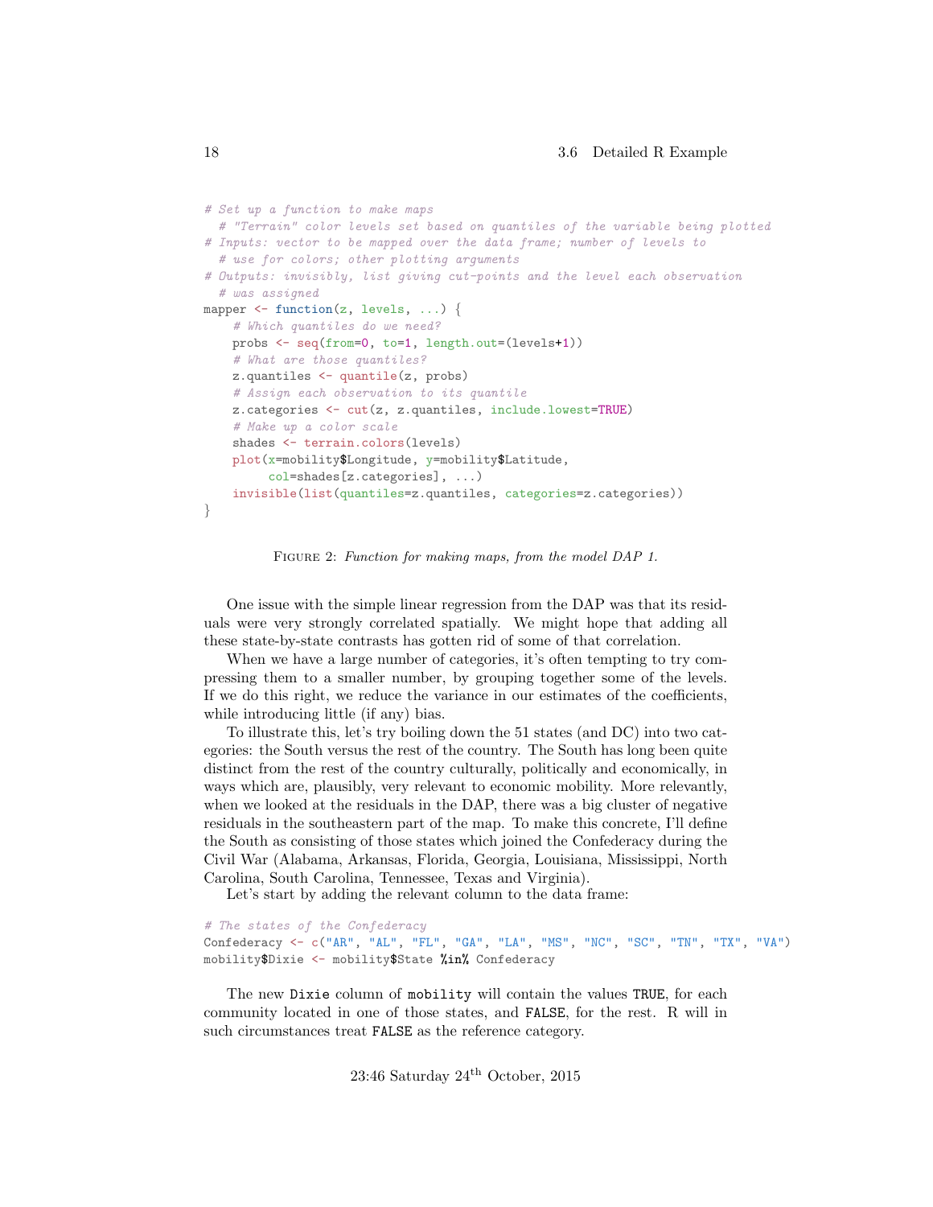```r
# Set up a function to make maps
  # "Terrain" color levels set based on quantiles of the variable being plotted
# Inputs: vector to be mapped over the data frame; number of levels to
  # use for colors; other plotting arguments
# Outputs: invisibly, list giving cut-points and the level each observation
  # was assigned
mapper <- function(z, levels, ...) {
    # Which quantiles do we need?
    probs <- seq(from=0, to=1, length.out=(levels+1))
    # What are those quantiles?
    z.quantiles <- quantile(z, probs)
    # Assign each observation to its quantile
    z.categories <- cut(z, z.quantiles, include.lowest=TRUE)
    # Make up a color scale
    shades <- terrain.colors(levels)
    plot(x=mobility$Longitude, y=mobility$Latitude,
         col=shades[z.categories], ...)
    invisible(list(quantiles=z.quantiles, categories=z.categories))
}
```

FIGURE 2: *Function for making maps, from the model DAP 1.*

One issue with the simple linear regression from the DAP was that its residuals were very strongly correlated spatially. We might hope that adding all these state-by-state contrasts has gotten rid of some of that correlation.

When we have a large number of categories, it's often tempting to try compressing them to a smaller number, by grouping together some of the levels. If we do this right, we reduce the variance in our estimates of the coefficients, while introducing little (if any) bias.

To illustrate this, let's try boiling down the 51 states (and DC) into two categories: the South versus the rest of the country. The South has long been quite distinct from the rest of the country culturally, politically and economically, in ways which are, plausibly, very relevant to economic mobility. More relevantly, when we looked at the residuals in the DAP, there was a big cluster of negative residuals in the southeastern part of the map. To make this concrete, I'll define the South as consisting of those states which joined the Confederacy during the Civil War (Alabama, Arkansas, Florida, Georgia, Louisiana, Mississippi, North Carolina, South Carolina, Tennessee, Texas and Virginia).

Let's start by adding the relevant column to the data frame:

```r
# The states of the Confederacy
Confederacy <- c("AR", "AL", "FL", "GA", "LA", "MS", "NC", "SC", "TN", "TX", "VA")
mobility$Dixie <- mobility$State %in% Confederacy
```

The new `Dixie` column of `mobility` will contain the values `TRUE`, for each community located in one of those states, and `FALSE`, for the rest. R will in such circumstances treat `FALSE` as the reference category.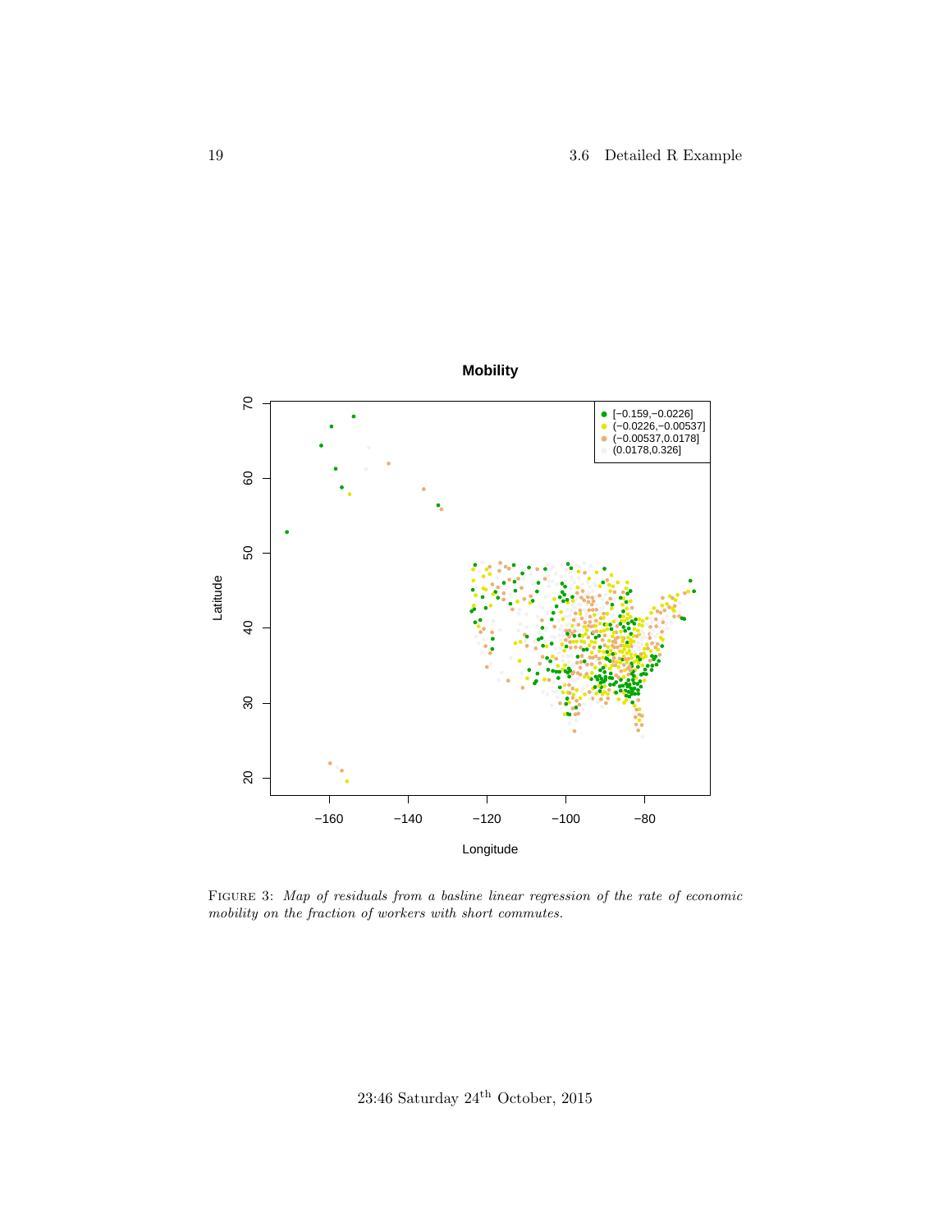FIGURE 3: *Map of residuals from a basline linear regression of the rate of economic mobility on the fraction of workers with short commutes.*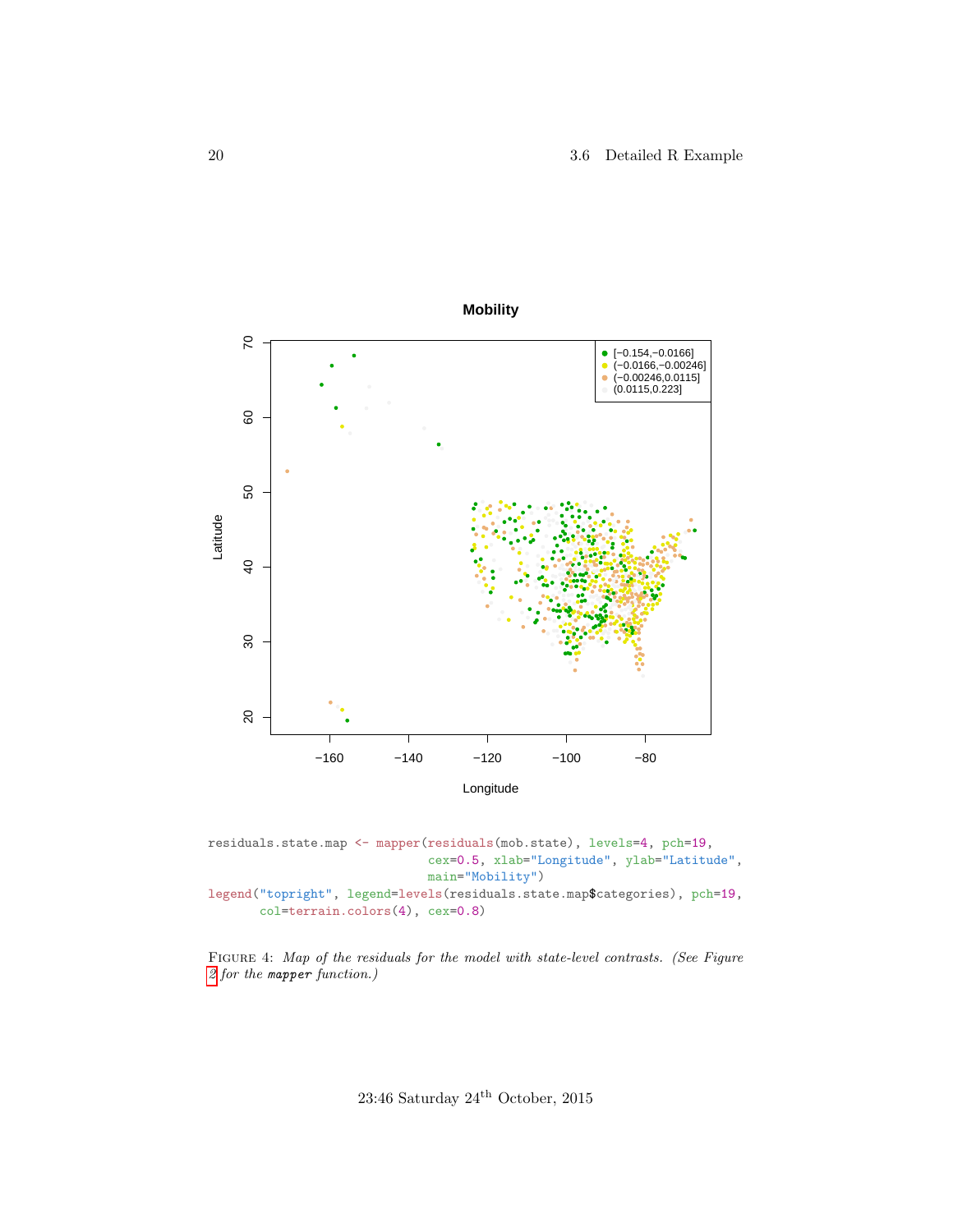```r
residuals.state.map <- mapper(residuals(mob.state), levels=4, pch=19,
                              cex=0.5, xlab="Longitude", ylab="Latitude",
                              main="Mobility")
legend("topright", legend=levels(residuals.state.map$categories), pch=19,
       col=terrain.colors(4), cex=0.8)
```

FIGURE 4: *Map of the residuals for the model with state-level contrasts. (See Figure 2 for the `mapper` function.)*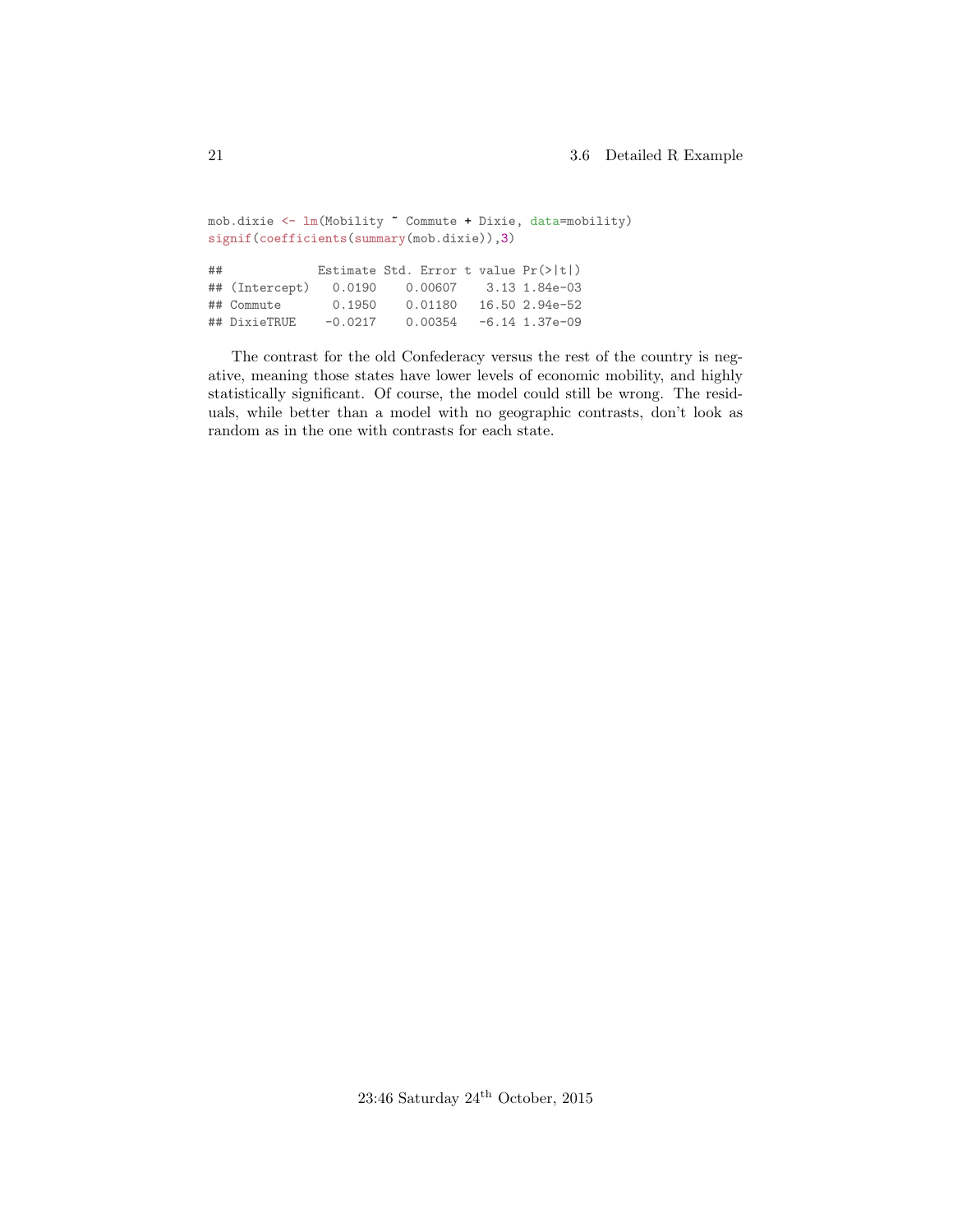```r
mob.dixie <- lm(Mobility ~ Commute + Dixie, data=mobility)
signif(coefficients(summary(mob.dixie)),3)

##             Estimate Std. Error t value Pr(>|t|)
## (Intercept)   0.0190    0.00607    3.13 1.84e-03
## Commute       0.1950    0.01180   16.50 2.94e-52
## DixieTRUE    -0.0217    0.00354   -6.14 1.37e-09
```

The contrast for the old Confederacy versus the rest of the country is negative, meaning those states have lower levels of economic mobility, and highly statistically significant. Of course, the model could still be wrong. The residuals, while better than a model with no geographic contrasts, don't look as random as in the one with contrasts for each state.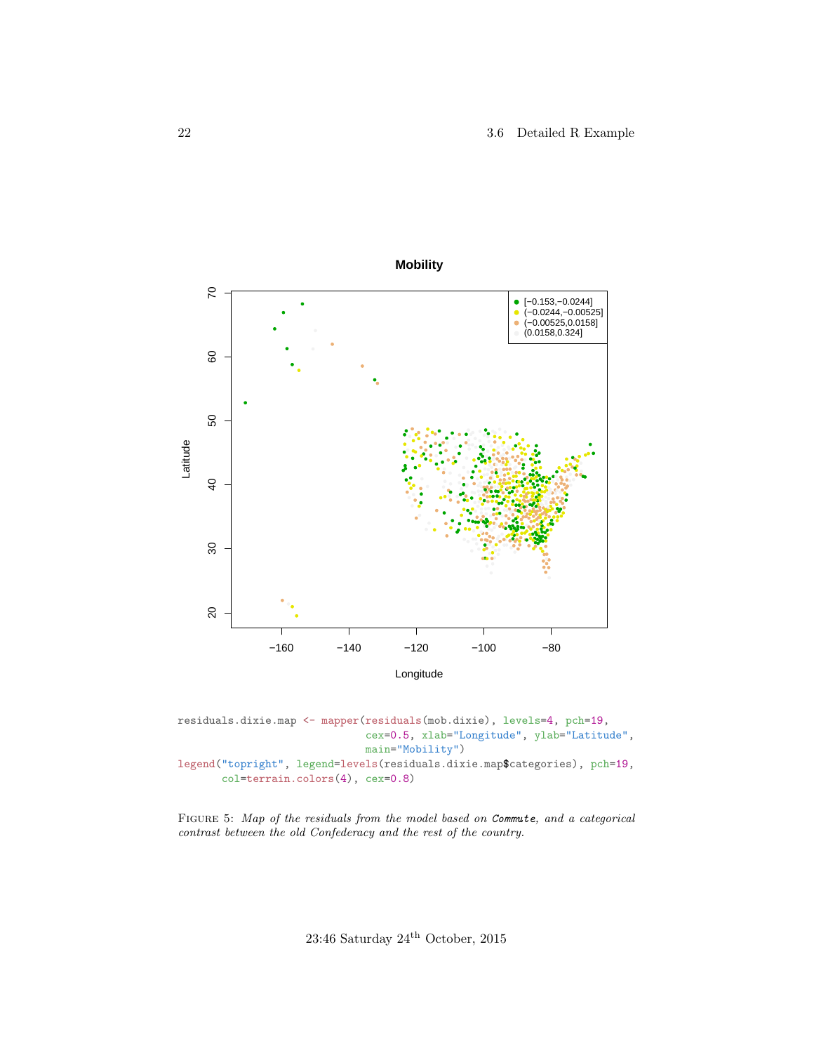```
residuals.dixie.map <- mapper(residuals(mob.dixie), levels=4, pch=19,
                              cex=0.5, xlab="Longitude", ylab="Latitude",
                              main="Mobility")
legend("topright", legend=levels(residuals.dixie.map$categories), pch=19,
       col=terrain.colors(4), cex=0.8)
```

FIGURE 5: *Map of the residuals from the model based on* `Commute`*, and a categorical contrast between the old Confederacy and the rest of the country.*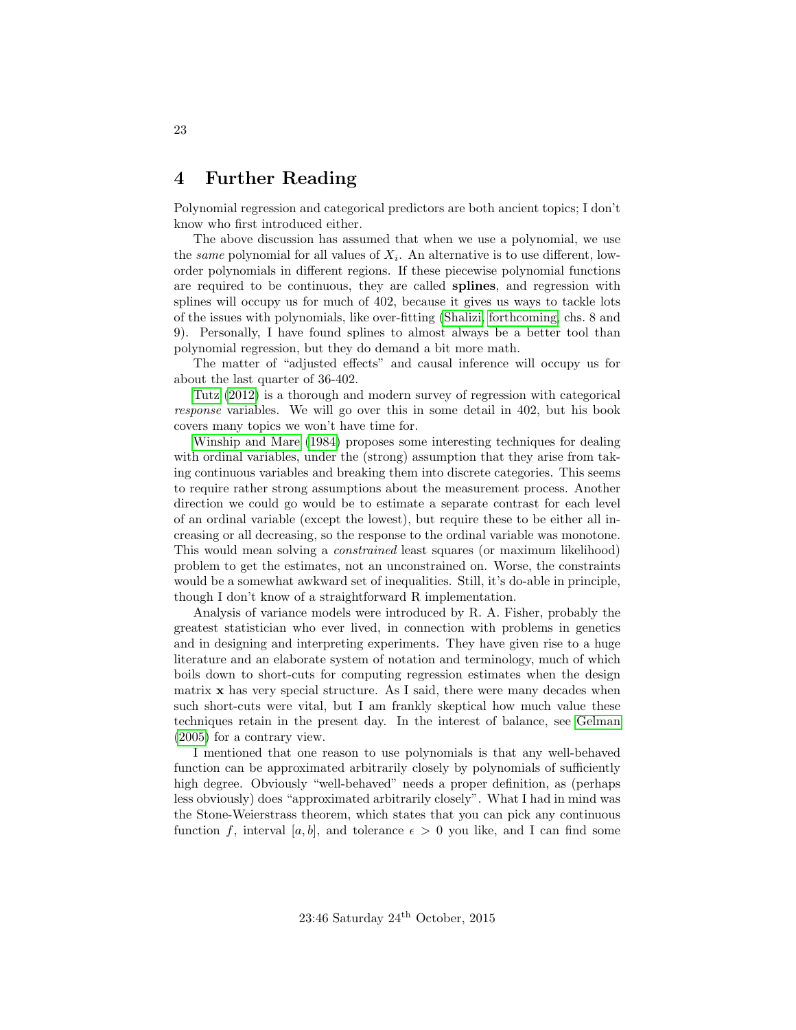## 4 Further Reading

Polynomial regression and categorical predictors are both ancient topics; I don't know who first introduced either.

The above discussion has assumed that when we use a polynomial, we use the *same* polynomial for all values of $X_i$. An alternative is to use different, low-order polynomials in different regions. If these piecewise polynomial functions are required to be continuous, they are called **splines**, and regression with splines will occupy us for much of 402, because it gives us ways to tackle lots of the issues with polynomials, like over-fitting (Shalizi, forthcoming, chs. 8 and 9). Personally, I have found splines to almost always be a better tool than polynomial regression, but they do demand a bit more math.

The matter of "adjusted effects" and causal inference will occupy us for about the last quarter of 36-402.

Tutz (2012) is a thorough and modern survey of regression with categorical *response* variables. We will go over this in some detail in 402, but his book covers many topics we won't have time for.

Winship and Mare (1984) proposes some interesting techniques for dealing with ordinal variables, under the (strong) assumption that they arise from taking continuous variables and breaking them into discrete categories. This seems to require rather strong assumptions about the measurement process. Another direction we could go would be to estimate a separate contrast for each level of an ordinal variable (except the lowest), but require these to be either all increasing or all decreasing, so the response to the ordinal variable was monotone. This would mean solving a *constrained* least squares (or maximum likelihood) problem to get the estimates, not an unconstrained on. Worse, the constraints would be a somewhat awkward set of inequalities. Still, it's do-able in principle, though I don't know of a straightforward R implementation.

Analysis of variance models were introduced by R. A. Fisher, probably the greatest statistician who ever lived, in connection with problems in genetics and in designing and interpreting experiments. They have given rise to a huge literature and an elaborate system of notation and terminology, much of which boils down to short-cuts for computing regression estimates when the design matrix $\mathbf{x}$ has very special structure. As I said, there were many decades when such short-cuts were vital, but I am frankly skeptical how much value these techniques retain in the present day. In the interest of balance, see Gelman (2005) for a contrary view.

I mentioned that one reason to use polynomials is that any well-behaved function can be approximated arbitrarily closely by polynomials of sufficiently high degree. Obviously "well-behaved" needs a proper definition, as (perhaps less obviously) does "approximated arbitrarily closely". What I had in mind was the Stone-Weierstrass theorem, which states that you can pick any continuous function $f$, interval $[a, b]$, and tolerance $\epsilon > 0$ you like, and I can find some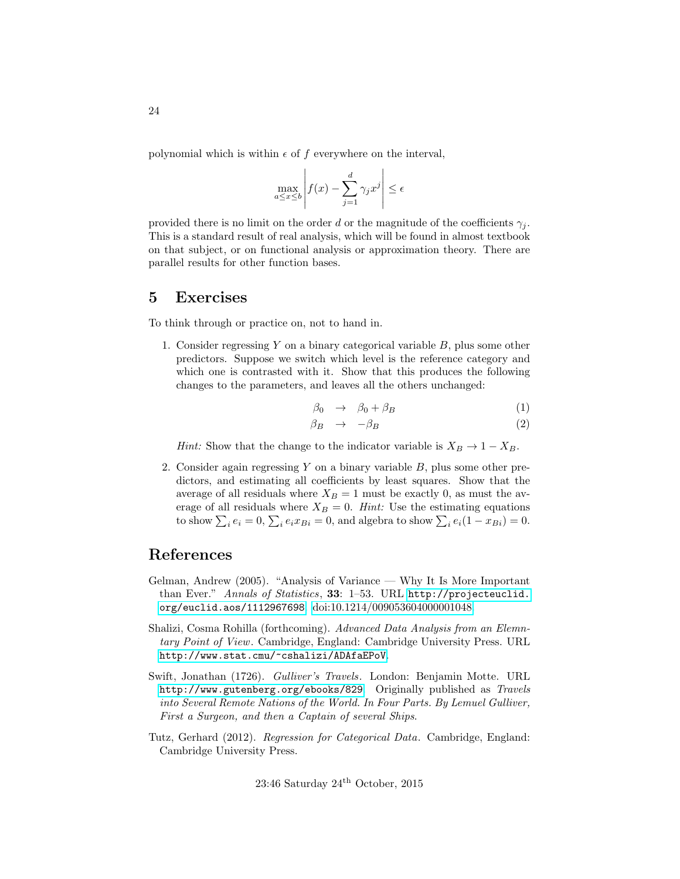polynomial which is within $\epsilon$ of $f$ everywhere on the interval,

$$\max_{a \leq x \leq b} \left| f(x) - \sum_{j=1}^{d} \gamma_j x^j \right| \leq \epsilon$$

provided there is no limit on the order $d$ or the magnitude of the coefficients $\gamma_j$. This is a standard result of real analysis, which will be found in almost textbook on that subject, or on functional analysis or approximation theory. There are parallel results for other function bases.

## 5 Exercises

To think through or practice on, not to hand in.

1. Consider regressing $Y$ on a binary categorical variable $B$, plus some other predictors. Suppose we switch which level is the reference category and which one is contrasted with it. Show that this produces the following changes to the parameters, and leaves all the others unchanged:

$$\beta_0 \rightarrow \beta_0 + \beta_B \tag{1}$$

$$\beta_B \rightarrow -\beta_B \tag{2}$$

   *Hint:* Show that the change to the indicator variable is $X_B \rightarrow 1 - X_B$.

2. Consider again regressing $Y$ on a binary variable $B$, plus some other predictors, and estimating all coefficients by least squares. Show that the average of all residuals where $X_B = 1$ must be exactly 0, as must the average of all residuals where $X_B = 0$. *Hint:* Use the estimating equations to show $\sum_i e_i = 0$, $\sum_i e_i x_{Bi} = 0$, and algebra to show $\sum_i e_i(1 - x_{Bi}) = 0$.

# References

Gelman, Andrew (2005). "Analysis of Variance — Why It Is More Important than Ever." *Annals of Statistics*, **33**: 1–53. URL http://projecteuclid.org/euclid.aos/1112967698. doi:10.1214/009053604000001048.

Shalizi, Cosma Rohilla (forthcoming). *Advanced Data Analysis from an Elemntary Point of View*. Cambridge, England: Cambridge University Press. URL http://www.stat.cmu/~cshalizi/ADAfaEPoV.

Swift, Jonathan (1726). *Gulliver's Travels*. London: Benjamin Motte. URL http://www.gutenberg.org/ebooks/829. Originally published as *Travels into Several Remote Nations of the World. In Four Parts. By Lemuel Gulliver, First a Surgeon, and then a Captain of several Ships*.

Tutz, Gerhard (2012). *Regression for Categorical Data*. Cambridge, England: Cambridge University Press.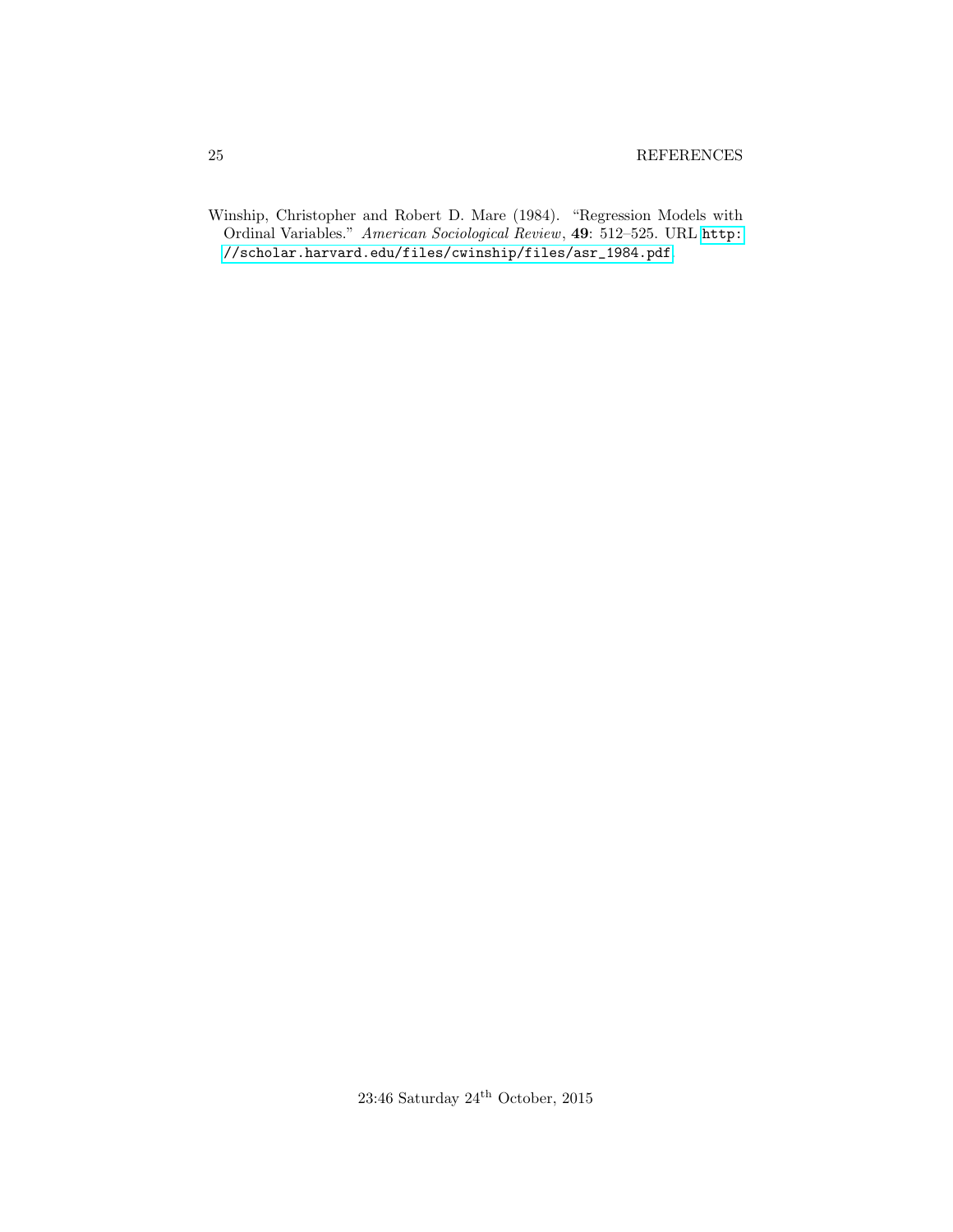Winship, Christopher and Robert D. Mare (1984). "Regression Models with Ordinal Variables." *American Sociological Review*, **49**: 512–525. URL http://scholar.harvard.edu/files/cwinship/files/asr_1984.pdf